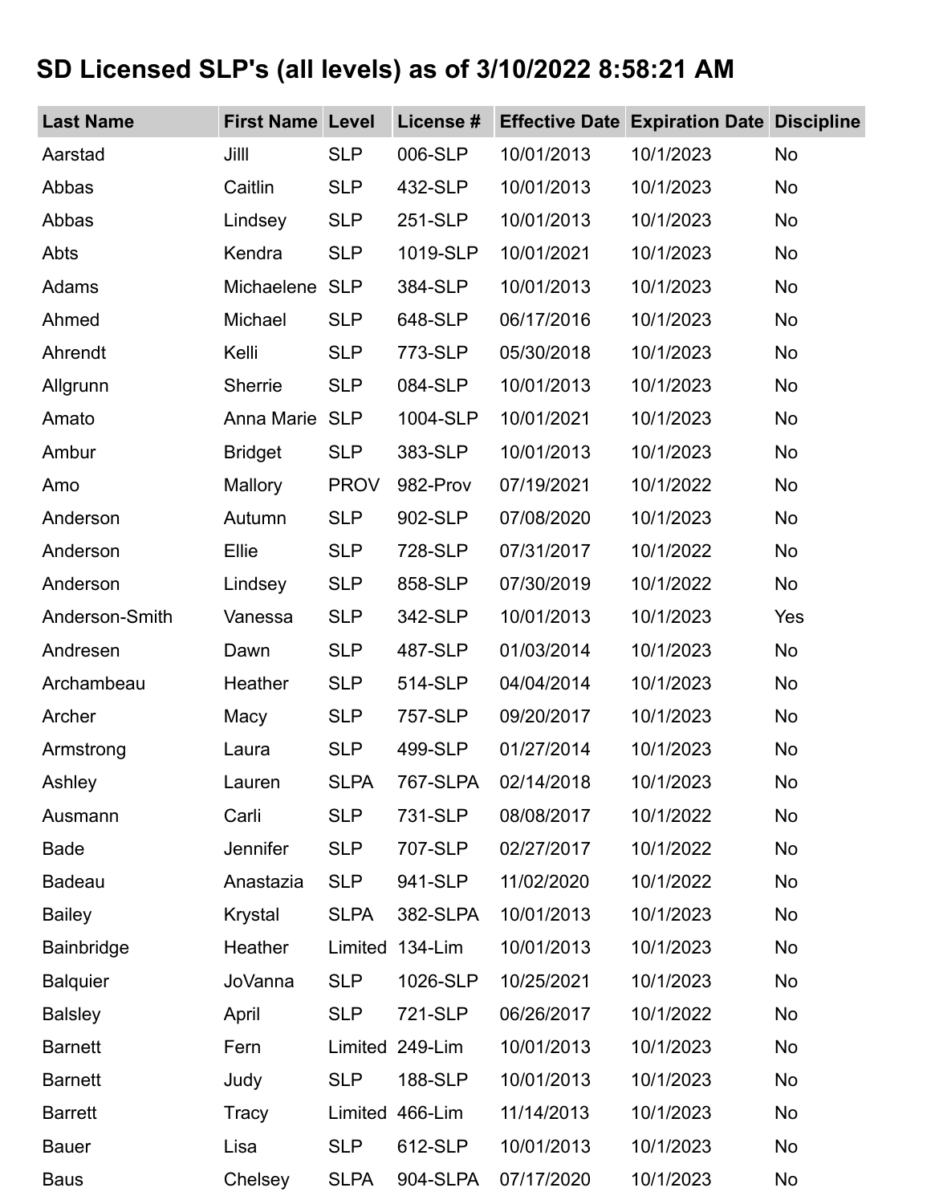## SD Licensed SLP's (all levels) as of 3/10/2022 8:58:21 AM

| Last Name | First Name | Level | License # | Effective Date | Expiration Date | Discipline |
|---|---|---|---|---|---|---|
| Aarstad | Jilll | SLP | 006-SLP | 10/01/2013 | 10/1/2023 | No |
| Abbas | Caitlin | SLP | 432-SLP | 10/01/2013 | 10/1/2023 | No |
| Abbas | Lindsey | SLP | 251-SLP | 10/01/2013 | 10/1/2023 | No |
| Abts | Kendra | SLP | 1019-SLP | 10/01/2021 | 10/1/2023 | No |
| Adams | Michaelene | SLP | 384-SLP | 10/01/2013 | 10/1/2023 | No |
| Ahmed | Michael | SLP | 648-SLP | 06/17/2016 | 10/1/2023 | No |
| Ahrendt | Kelli | SLP | 773-SLP | 05/30/2018 | 10/1/2023 | No |
| Allgrunn | Sherrie | SLP | 084-SLP | 10/01/2013 | 10/1/2023 | No |
| Amato | Anna Marie | SLP | 1004-SLP | 10/01/2021 | 10/1/2023 | No |
| Ambur | Bridget | SLP | 383-SLP | 10/01/2013 | 10/1/2023 | No |
| Amo | Mallory | PROV | 982-Prov | 07/19/2021 | 10/1/2022 | No |
| Anderson | Autumn | SLP | 902-SLP | 07/08/2020 | 10/1/2023 | No |
| Anderson | Ellie | SLP | 728-SLP | 07/31/2017 | 10/1/2022 | No |
| Anderson | Lindsey | SLP | 858-SLP | 07/30/2019 | 10/1/2022 | No |
| Anderson-Smith | Vanessa | SLP | 342-SLP | 10/01/2013 | 10/1/2023 | Yes |
| Andresen | Dawn | SLP | 487-SLP | 01/03/2014 | 10/1/2023 | No |
| Archambeau | Heather | SLP | 514-SLP | 04/04/2014 | 10/1/2023 | No |
| Archer | Macy | SLP | 757-SLP | 09/20/2017 | 10/1/2023 | No |
| Armstrong | Laura | SLP | 499-SLP | 01/27/2014 | 10/1/2023 | No |
| Ashley | Lauren | SLPA | 767-SLPA | 02/14/2018 | 10/1/2023 | No |
| Ausmann | Carli | SLP | 731-SLP | 08/08/2017 | 10/1/2022 | No |
| Bade | Jennifer | SLP | 707-SLP | 02/27/2017 | 10/1/2022 | No |
| Badeau | Anastazia | SLP | 941-SLP | 11/02/2020 | 10/1/2022 | No |
| Bailey | Krystal | SLPA | 382-SLPA | 10/01/2013 | 10/1/2023 | No |
| Bainbridge | Heather | Limited | 134-Lim | 10/01/2013 | 10/1/2023 | No |
| Balquier | JoVanna | SLP | 1026-SLP | 10/25/2021 | 10/1/2023 | No |
| Balsley | April | SLP | 721-SLP | 06/26/2017 | 10/1/2022 | No |
| Barnett | Fern | Limited | 249-Lim | 10/01/2013 | 10/1/2023 | No |
| Barnett | Judy | SLP | 188-SLP | 10/01/2013 | 10/1/2023 | No |
| Barrett | Tracy | Limited | 466-Lim | 11/14/2013 | 10/1/2023 | No |
| Bauer | Lisa | SLP | 612-SLP | 10/01/2013 | 10/1/2023 | No |
| Baus | Chelsey | SLPA | 904-SLPA | 07/17/2020 | 10/1/2023 | No |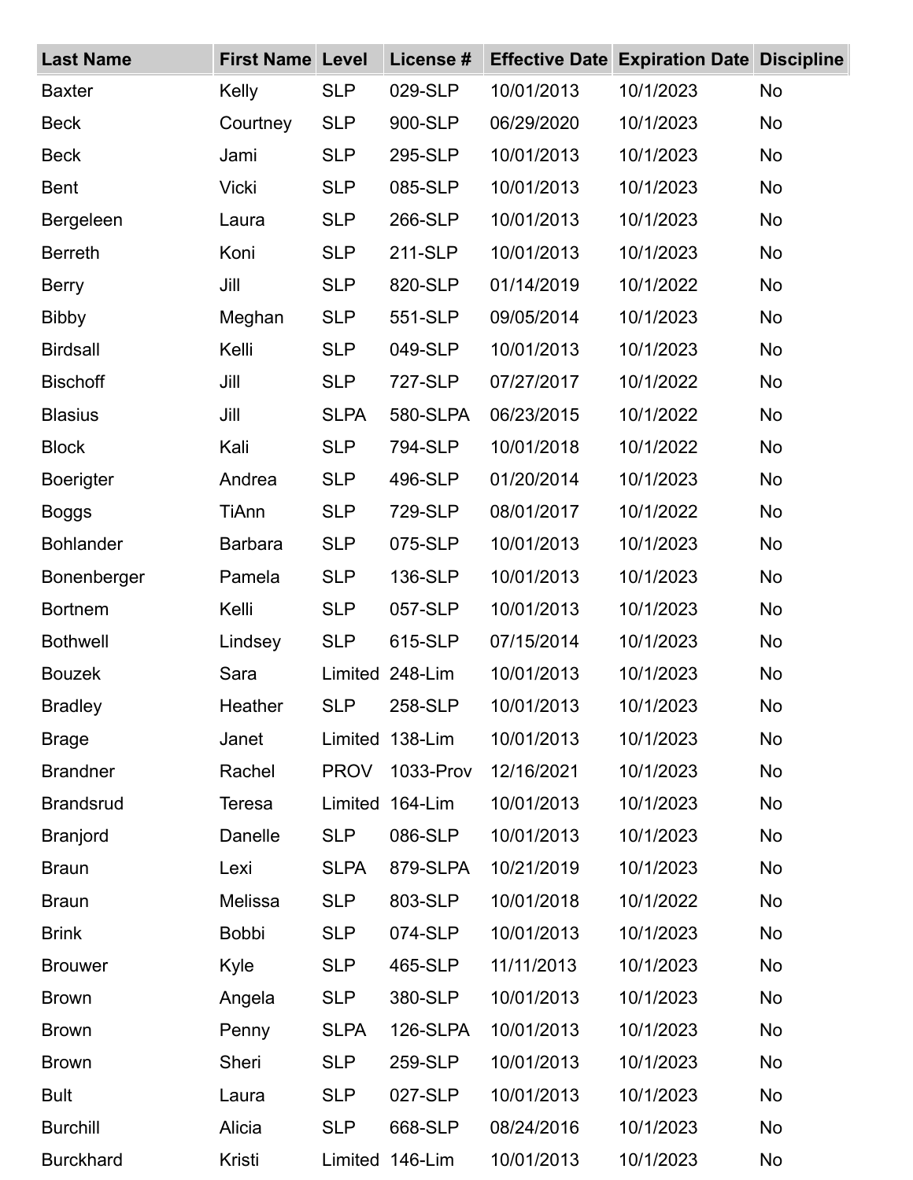| Last Name | First Name | Level | License # | Effective Date | Expiration Date | Discipline |
|---|---|---|---|---|---|---|
| Baxter | Kelly | SLP | 029-SLP | 10/01/2013 | 10/1/2023 | No |
| Beck | Courtney | SLP | 900-SLP | 06/29/2020 | 10/1/2023 | No |
| Beck | Jami | SLP | 295-SLP | 10/01/2013 | 10/1/2023 | No |
| Bent | Vicki | SLP | 085-SLP | 10/01/2013 | 10/1/2023 | No |
| Bergeleen | Laura | SLP | 266-SLP | 10/01/2013 | 10/1/2023 | No |
| Berreth | Koni | SLP | 211-SLP | 10/01/2013 | 10/1/2023 | No |
| Berry | Jill | SLP | 820-SLP | 01/14/2019 | 10/1/2022 | No |
| Bibby | Meghan | SLP | 551-SLP | 09/05/2014 | 10/1/2023 | No |
| Birdsall | Kelli | SLP | 049-SLP | 10/01/2013 | 10/1/2023 | No |
| Bischoff | Jill | SLP | 727-SLP | 07/27/2017 | 10/1/2022 | No |
| Blasius | Jill | SLPA | 580-SLPA | 06/23/2015 | 10/1/2022 | No |
| Block | Kali | SLP | 794-SLP | 10/01/2018 | 10/1/2022 | No |
| Boerigter | Andrea | SLP | 496-SLP | 01/20/2014 | 10/1/2023 | No |
| Boggs | TiAnn | SLP | 729-SLP | 08/01/2017 | 10/1/2022 | No |
| Bohlander | Barbara | SLP | 075-SLP | 10/01/2013 | 10/1/2023 | No |
| Bonenberger | Pamela | SLP | 136-SLP | 10/01/2013 | 10/1/2023 | No |
| Bortnem | Kelli | SLP | 057-SLP | 10/01/2013 | 10/1/2023 | No |
| Bothwell | Lindsey | SLP | 615-SLP | 07/15/2014 | 10/1/2023 | No |
| Bouzek | Sara | Limited | 248-Lim | 10/01/2013 | 10/1/2023 | No |
| Bradley | Heather | SLP | 258-SLP | 10/01/2013 | 10/1/2023 | No |
| Brage | Janet | Limited | 138-Lim | 10/01/2013 | 10/1/2023 | No |
| Brandner | Rachel | PROV | 1033-Prov | 12/16/2021 | 10/1/2023 | No |
| Brandsrud | Teresa | Limited | 164-Lim | 10/01/2013 | 10/1/2023 | No |
| Branjord | Danelle | SLP | 086-SLP | 10/01/2013 | 10/1/2023 | No |
| Braun | Lexi | SLPA | 879-SLPA | 10/21/2019 | 10/1/2023 | No |
| Braun | Melissa | SLP | 803-SLP | 10/01/2018 | 10/1/2022 | No |
| Brink | Bobbi | SLP | 074-SLP | 10/01/2013 | 10/1/2023 | No |
| Brouwer | Kyle | SLP | 465-SLP | 11/11/2013 | 10/1/2023 | No |
| Brown | Angela | SLP | 380-SLP | 10/01/2013 | 10/1/2023 | No |
| Brown | Penny | SLPA | 126-SLPA | 10/01/2013 | 10/1/2023 | No |
| Brown | Sheri | SLP | 259-SLP | 10/01/2013 | 10/1/2023 | No |
| Bult | Laura | SLP | 027-SLP | 10/01/2013 | 10/1/2023 | No |
| Burchill | Alicia | SLP | 668-SLP | 08/24/2016 | 10/1/2023 | No |
| Burckhard | Kristi | Limited | 146-Lim | 10/01/2013 | 10/1/2023 | No |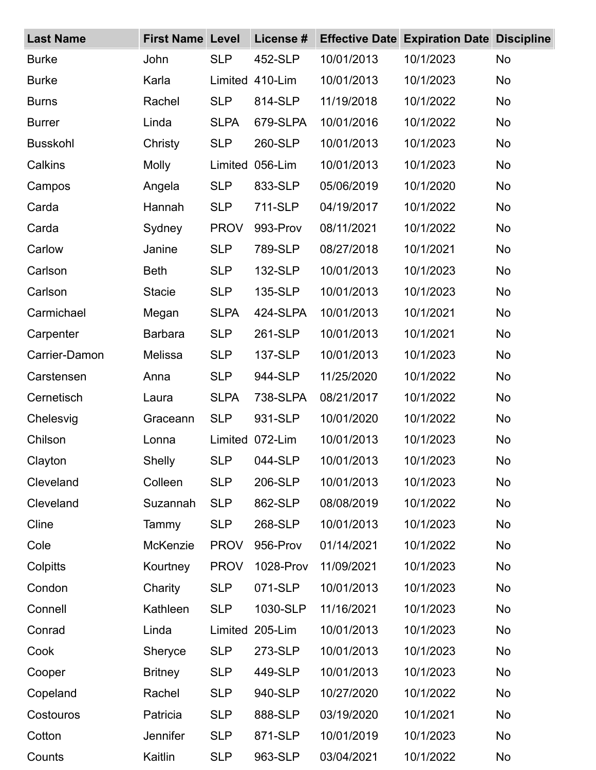| Last Name | First Name | Level | License # | Effective Date | Expiration Date | Discipline |
| --- | --- | --- | --- | --- | --- | --- |
| Burke | John | SLP | 452-SLP | 10/01/2013 | 10/1/2023 | No |
| Burke | Karla | Limited | 410-Lim | 10/01/2013 | 10/1/2023 | No |
| Burns | Rachel | SLP | 814-SLP | 11/19/2018 | 10/1/2022 | No |
| Burrer | Linda | SLPA | 679-SLPA | 10/01/2016 | 10/1/2022 | No |
| Busskohl | Christy | SLP | 260-SLP | 10/01/2013 | 10/1/2023 | No |
| Calkins | Molly | Limited | 056-Lim | 10/01/2013 | 10/1/2023 | No |
| Campos | Angela | SLP | 833-SLP | 05/06/2019 | 10/1/2020 | No |
| Carda | Hannah | SLP | 711-SLP | 04/19/2017 | 10/1/2022 | No |
| Carda | Sydney | PROV | 993-Prov | 08/11/2021 | 10/1/2022 | No |
| Carlow | Janine | SLP | 789-SLP | 08/27/2018 | 10/1/2021 | No |
| Carlson | Beth | SLP | 132-SLP | 10/01/2013 | 10/1/2023 | No |
| Carlson | Stacie | SLP | 135-SLP | 10/01/2013 | 10/1/2023 | No |
| Carmichael | Megan | SLPA | 424-SLPA | 10/01/2013 | 10/1/2021 | No |
| Carpenter | Barbara | SLP | 261-SLP | 10/01/2013 | 10/1/2021 | No |
| Carrier-Damon | Melissa | SLP | 137-SLP | 10/01/2013 | 10/1/2023 | No |
| Carstensen | Anna | SLP | 944-SLP | 11/25/2020 | 10/1/2022 | No |
| Cernetisch | Laura | SLPA | 738-SLPA | 08/21/2017 | 10/1/2022 | No |
| Chelesvig | Graceann | SLP | 931-SLP | 10/01/2020 | 10/1/2022 | No |
| Chilson | Lonna | Limited | 072-Lim | 10/01/2013 | 10/1/2023 | No |
| Clayton | Shelly | SLP | 044-SLP | 10/01/2013 | 10/1/2023 | No |
| Cleveland | Colleen | SLP | 206-SLP | 10/01/2013 | 10/1/2023 | No |
| Cleveland | Suzannah | SLP | 862-SLP | 08/08/2019 | 10/1/2022 | No |
| Cline | Tammy | SLP | 268-SLP | 10/01/2013 | 10/1/2023 | No |
| Cole | McKenzie | PROV | 956-Prov | 01/14/2021 | 10/1/2022 | No |
| Colpitts | Kourtney | PROV | 1028-Prov | 11/09/2021 | 10/1/2023 | No |
| Condon | Charity | SLP | 071-SLP | 10/01/2013 | 10/1/2023 | No |
| Connell | Kathleen | SLP | 1030-SLP | 11/16/2021 | 10/1/2023 | No |
| Conrad | Linda | Limited | 205-Lim | 10/01/2013 | 10/1/2023 | No |
| Cook | Sheryce | SLP | 273-SLP | 10/01/2013 | 10/1/2023 | No |
| Cooper | Britney | SLP | 449-SLP | 10/01/2013 | 10/1/2023 | No |
| Copeland | Rachel | SLP | 940-SLP | 10/27/2020 | 10/1/2022 | No |
| Costouros | Patricia | SLP | 888-SLP | 03/19/2020 | 10/1/2021 | No |
| Cotton | Jennifer | SLP | 871-SLP | 10/01/2019 | 10/1/2023 | No |
| Counts | Kaitlin | SLP | 963-SLP | 03/04/2021 | 10/1/2022 | No |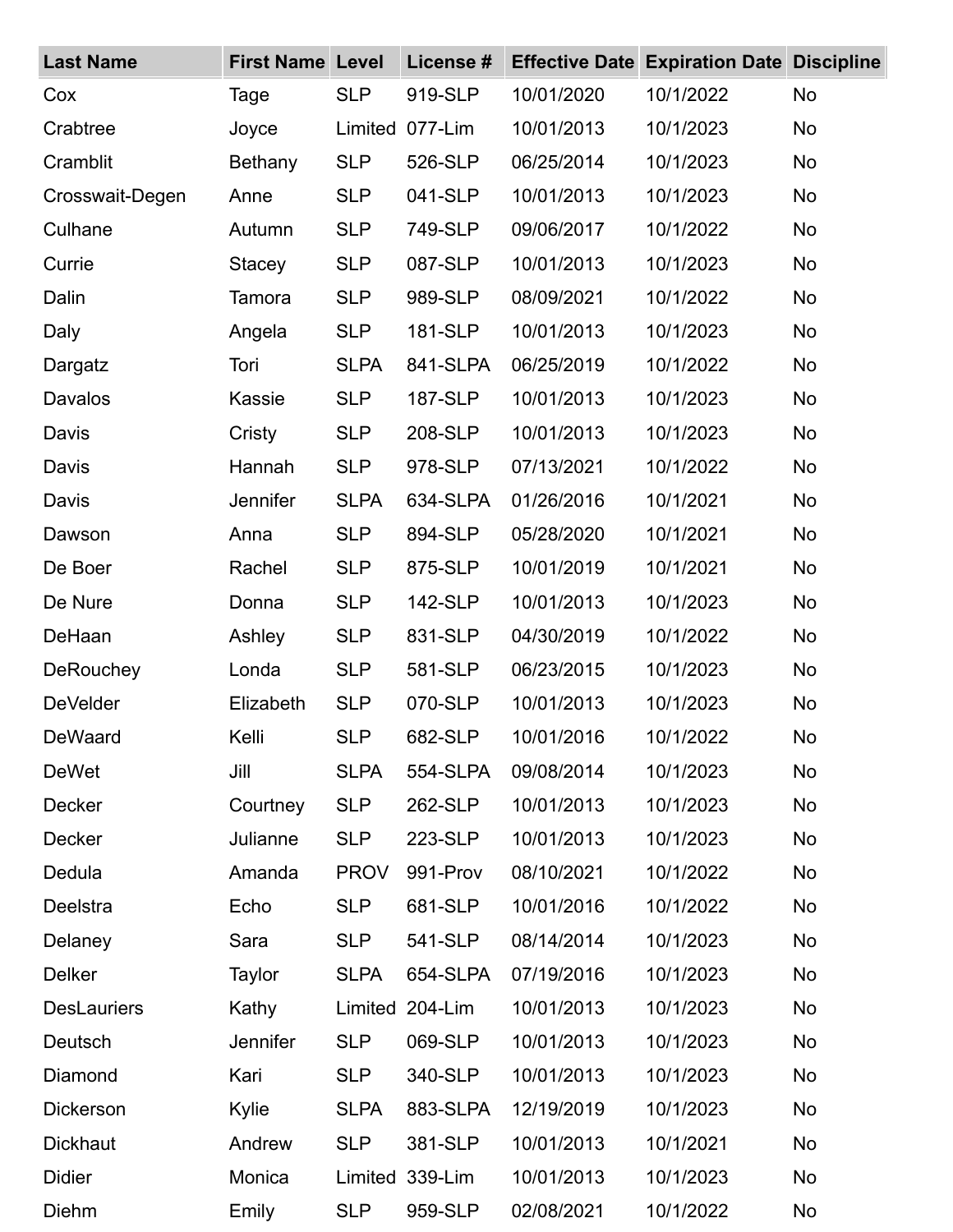| Last Name | First Name | Level | License # | Effective Date | Expiration Date | Discipline |
|---|---|---|---|---|---|---|
| Cox | Tage | SLP | 919-SLP | 10/01/2020 | 10/1/2022 | No |
| Crabtree | Joyce | Limited | 077-Lim | 10/01/2013 | 10/1/2023 | No |
| Cramblit | Bethany | SLP | 526-SLP | 06/25/2014 | 10/1/2023 | No |
| Crosswait-Degen | Anne | SLP | 041-SLP | 10/01/2013 | 10/1/2023 | No |
| Culhane | Autumn | SLP | 749-SLP | 09/06/2017 | 10/1/2022 | No |
| Currie | Stacey | SLP | 087-SLP | 10/01/2013 | 10/1/2023 | No |
| Dalin | Tamora | SLP | 989-SLP | 08/09/2021 | 10/1/2022 | No |
| Daly | Angela | SLP | 181-SLP | 10/01/2013 | 10/1/2023 | No |
| Dargatz | Tori | SLPA | 841-SLPA | 06/25/2019 | 10/1/2022 | No |
| Davalos | Kassie | SLP | 187-SLP | 10/01/2013 | 10/1/2023 | No |
| Davis | Cristy | SLP | 208-SLP | 10/01/2013 | 10/1/2023 | No |
| Davis | Hannah | SLP | 978-SLP | 07/13/2021 | 10/1/2022 | No |
| Davis | Jennifer | SLPA | 634-SLPA | 01/26/2016 | 10/1/2021 | No |
| Dawson | Anna | SLP | 894-SLP | 05/28/2020 | 10/1/2021 | No |
| De Boer | Rachel | SLP | 875-SLP | 10/01/2019 | 10/1/2021 | No |
| De Nure | Donna | SLP | 142-SLP | 10/01/2013 | 10/1/2023 | No |
| DeHaan | Ashley | SLP | 831-SLP | 04/30/2019 | 10/1/2022 | No |
| DeRouchey | Londa | SLP | 581-SLP | 06/23/2015 | 10/1/2023 | No |
| DeVelder | Elizabeth | SLP | 070-SLP | 10/01/2013 | 10/1/2023 | No |
| DeWaard | Kelli | SLP | 682-SLP | 10/01/2016 | 10/1/2022 | No |
| DeWet | Jill | SLPA | 554-SLPA | 09/08/2014 | 10/1/2023 | No |
| Decker | Courtney | SLP | 262-SLP | 10/01/2013 | 10/1/2023 | No |
| Decker | Julianne | SLP | 223-SLP | 10/01/2013 | 10/1/2023 | No |
| Dedula | Amanda | PROV | 991-Prov | 08/10/2021 | 10/1/2022 | No |
| Deelstra | Echo | SLP | 681-SLP | 10/01/2016 | 10/1/2022 | No |
| Delaney | Sara | SLP | 541-SLP | 08/14/2014 | 10/1/2023 | No |
| Delker | Taylor | SLPA | 654-SLPA | 07/19/2016 | 10/1/2023 | No |
| DesLauriers | Kathy | Limited | 204-Lim | 10/01/2013 | 10/1/2023 | No |
| Deutsch | Jennifer | SLP | 069-SLP | 10/01/2013 | 10/1/2023 | No |
| Diamond | Kari | SLP | 340-SLP | 10/01/2013 | 10/1/2023 | No |
| Dickerson | Kylie | SLPA | 883-SLPA | 12/19/2019 | 10/1/2023 | No |
| Dickhaut | Andrew | SLP | 381-SLP | 10/01/2013 | 10/1/2021 | No |
| Didier | Monica | Limited | 339-Lim | 10/01/2013 | 10/1/2023 | No |
| Diehm | Emily | SLP | 959-SLP | 02/08/2021 | 10/1/2022 | No |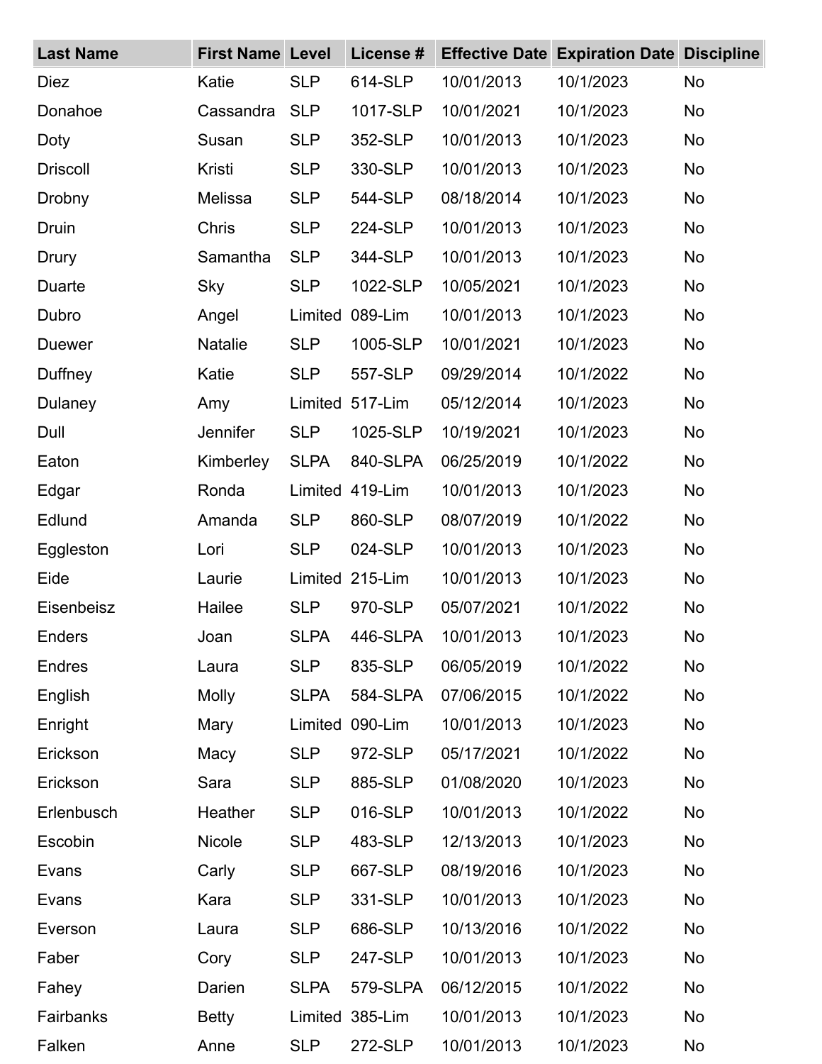| Last Name | First Name | Level | License # | Effective Date | Expiration Date | Discipline |
|---|---|---|---|---|---|---|
| Diez | Katie | SLP | 614-SLP | 10/01/2013 | 10/1/2023 | No |
| Donahoe | Cassandra | SLP | 1017-SLP | 10/01/2021 | 10/1/2023 | No |
| Doty | Susan | SLP | 352-SLP | 10/01/2013 | 10/1/2023 | No |
| Driscoll | Kristi | SLP | 330-SLP | 10/01/2013 | 10/1/2023 | No |
| Drobny | Melissa | SLP | 544-SLP | 08/18/2014 | 10/1/2023 | No |
| Druin | Chris | SLP | 224-SLP | 10/01/2013 | 10/1/2023 | No |
| Drury | Samantha | SLP | 344-SLP | 10/01/2013 | 10/1/2023 | No |
| Duarte | Sky | SLP | 1022-SLP | 10/05/2021 | 10/1/2023 | No |
| Dubro | Angel | Limited | 089-Lim | 10/01/2013 | 10/1/2023 | No |
| Duewer | Natalie | SLP | 1005-SLP | 10/01/2021 | 10/1/2023 | No |
| Duffney | Katie | SLP | 557-SLP | 09/29/2014 | 10/1/2022 | No |
| Dulaney | Amy | Limited | 517-Lim | 05/12/2014 | 10/1/2023 | No |
| Dull | Jennifer | SLP | 1025-SLP | 10/19/2021 | 10/1/2023 | No |
| Eaton | Kimberley | SLPA | 840-SLPA | 06/25/2019 | 10/1/2022 | No |
| Edgar | Ronda | Limited | 419-Lim | 10/01/2013 | 10/1/2023 | No |
| Edlund | Amanda | SLP | 860-SLP | 08/07/2019 | 10/1/2022 | No |
| Eggleston | Lori | SLP | 024-SLP | 10/01/2013 | 10/1/2023 | No |
| Eide | Laurie | Limited | 215-Lim | 10/01/2013 | 10/1/2023 | No |
| Eisenbeisz | Hailee | SLP | 970-SLP | 05/07/2021 | 10/1/2022 | No |
| Enders | Joan | SLPA | 446-SLPA | 10/01/2013 | 10/1/2023 | No |
| Endres | Laura | SLP | 835-SLP | 06/05/2019 | 10/1/2022 | No |
| English | Molly | SLPA | 584-SLPA | 07/06/2015 | 10/1/2022 | No |
| Enright | Mary | Limited | 090-Lim | 10/01/2013 | 10/1/2023 | No |
| Erickson | Macy | SLP | 972-SLP | 05/17/2021 | 10/1/2022 | No |
| Erickson | Sara | SLP | 885-SLP | 01/08/2020 | 10/1/2023 | No |
| Erlenbusch | Heather | SLP | 016-SLP | 10/01/2013 | 10/1/2022 | No |
| Escobin | Nicole | SLP | 483-SLP | 12/13/2013 | 10/1/2023 | No |
| Evans | Carly | SLP | 667-SLP | 08/19/2016 | 10/1/2023 | No |
| Evans | Kara | SLP | 331-SLP | 10/01/2013 | 10/1/2023 | No |
| Everson | Laura | SLP | 686-SLP | 10/13/2016 | 10/1/2022 | No |
| Faber | Cory | SLP | 247-SLP | 10/01/2013 | 10/1/2023 | No |
| Fahey | Darien | SLPA | 579-SLPA | 06/12/2015 | 10/1/2022 | No |
| Fairbanks | Betty | Limited | 385-Lim | 10/01/2013 | 10/1/2023 | No |
| Falken | Anne | SLP | 272-SLP | 10/01/2013 | 10/1/2023 | No |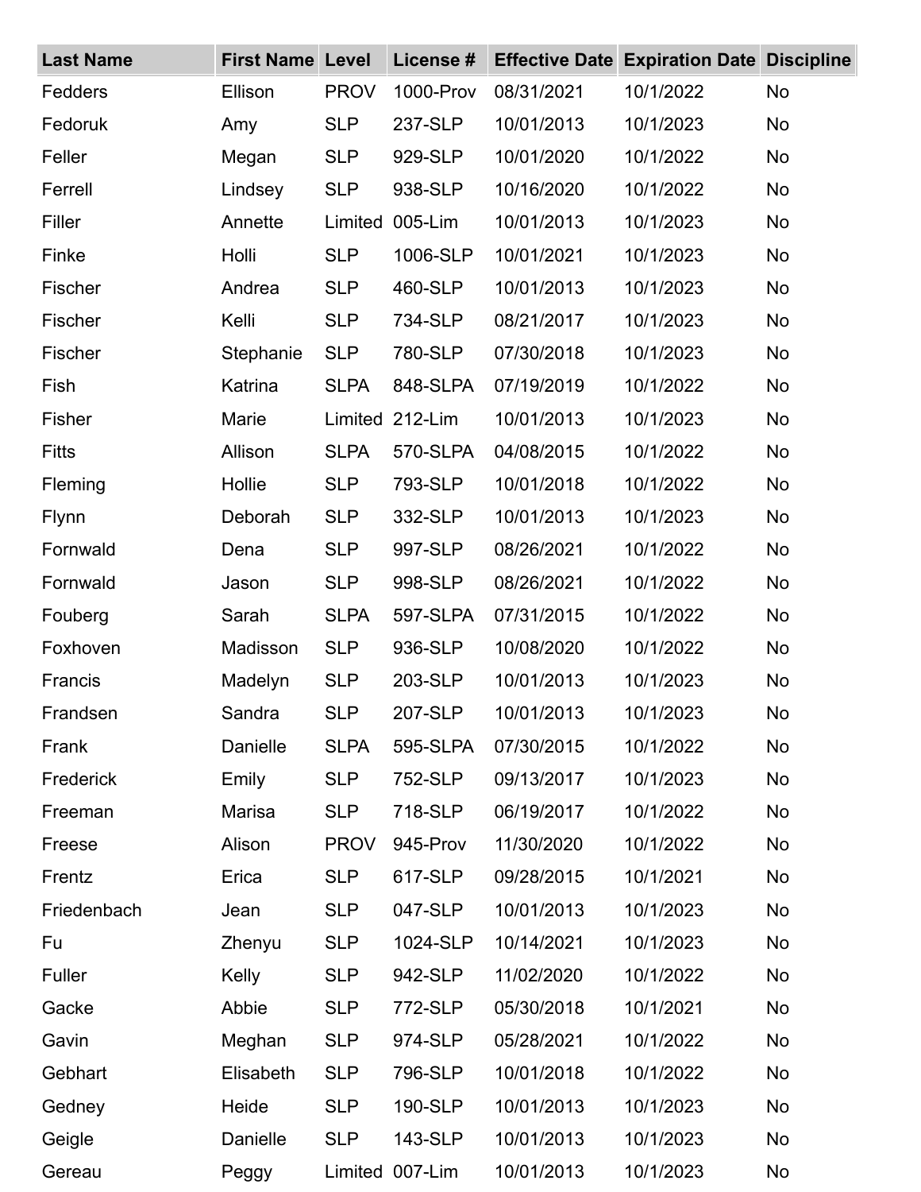| Last Name | First Name | Level | License # | Effective Date | Expiration Date | Discipline |
|---|---|---|---|---|---|---|
| Fedders | Ellison | PROV | 1000-Prov | 08/31/2021 | 10/1/2022 | No |
| Fedoruk | Amy | SLP | 237-SLP | 10/01/2013 | 10/1/2023 | No |
| Feller | Megan | SLP | 929-SLP | 10/01/2020 | 10/1/2022 | No |
| Ferrell | Lindsey | SLP | 938-SLP | 10/16/2020 | 10/1/2022 | No |
| Filler | Annette | Limited | 005-Lim | 10/01/2013 | 10/1/2023 | No |
| Finke | Holli | SLP | 1006-SLP | 10/01/2021 | 10/1/2023 | No |
| Fischer | Andrea | SLP | 460-SLP | 10/01/2013 | 10/1/2023 | No |
| Fischer | Kelli | SLP | 734-SLP | 08/21/2017 | 10/1/2023 | No |
| Fischer | Stephanie | SLP | 780-SLP | 07/30/2018 | 10/1/2023 | No |
| Fish | Katrina | SLPA | 848-SLPA | 07/19/2019 | 10/1/2022 | No |
| Fisher | Marie | Limited | 212-Lim | 10/01/2013 | 10/1/2023 | No |
| Fitts | Allison | SLPA | 570-SLPA | 04/08/2015 | 10/1/2022 | No |
| Fleming | Hollie | SLP | 793-SLP | 10/01/2018 | 10/1/2022 | No |
| Flynn | Deborah | SLP | 332-SLP | 10/01/2013 | 10/1/2023 | No |
| Fornwald | Dena | SLP | 997-SLP | 08/26/2021 | 10/1/2022 | No |
| Fornwald | Jason | SLP | 998-SLP | 08/26/2021 | 10/1/2022 | No |
| Fouberg | Sarah | SLPA | 597-SLPA | 07/31/2015 | 10/1/2022 | No |
| Foxhoven | Madisson | SLP | 936-SLP | 10/08/2020 | 10/1/2022 | No |
| Francis | Madelyn | SLP | 203-SLP | 10/01/2013 | 10/1/2023 | No |
| Frandsen | Sandra | SLP | 207-SLP | 10/01/2013 | 10/1/2023 | No |
| Frank | Danielle | SLPA | 595-SLPA | 07/30/2015 | 10/1/2022 | No |
| Frederick | Emily | SLP | 752-SLP | 09/13/2017 | 10/1/2023 | No |
| Freeman | Marisa | SLP | 718-SLP | 06/19/2017 | 10/1/2022 | No |
| Freese | Alison | PROV | 945-Prov | 11/30/2020 | 10/1/2022 | No |
| Frentz | Erica | SLP | 617-SLP | 09/28/2015 | 10/1/2021 | No |
| Friedenbach | Jean | SLP | 047-SLP | 10/01/2013 | 10/1/2023 | No |
| Fu | Zhenyu | SLP | 1024-SLP | 10/14/2021 | 10/1/2023 | No |
| Fuller | Kelly | SLP | 942-SLP | 11/02/2020 | 10/1/2022 | No |
| Gacke | Abbie | SLP | 772-SLP | 05/30/2018 | 10/1/2021 | No |
| Gavin | Meghan | SLP | 974-SLP | 05/28/2021 | 10/1/2022 | No |
| Gebhart | Elisabeth | SLP | 796-SLP | 10/01/2018 | 10/1/2022 | No |
| Gedney | Heide | SLP | 190-SLP | 10/01/2013 | 10/1/2023 | No |
| Geigle | Danielle | SLP | 143-SLP | 10/01/2013 | 10/1/2023 | No |
| Gereau | Peggy | Limited | 007-Lim | 10/01/2013 | 10/1/2023 | No |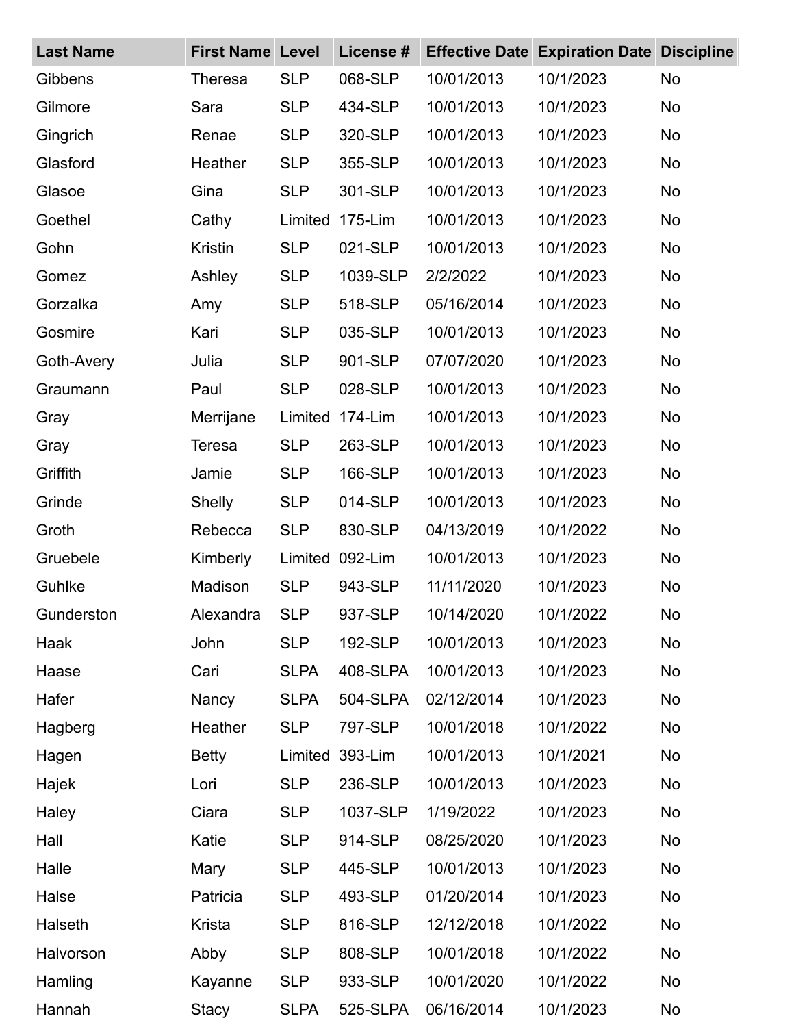| Last Name | First Name | Level | License # | Effective Date | Expiration Date | Discipline |
|---|---|---|---|---|---|---|
| Gibbens | Theresa | SLP | 068-SLP | 10/01/2013 | 10/1/2023 | No |
| Gilmore | Sara | SLP | 434-SLP | 10/01/2013 | 10/1/2023 | No |
| Gingrich | Renae | SLP | 320-SLP | 10/01/2013 | 10/1/2023 | No |
| Glasford | Heather | SLP | 355-SLP | 10/01/2013 | 10/1/2023 | No |
| Glasoe | Gina | SLP | 301-SLP | 10/01/2013 | 10/1/2023 | No |
| Goethel | Cathy | Limited | 175-Lim | 10/01/2013 | 10/1/2023 | No |
| Gohn | Kristin | SLP | 021-SLP | 10/01/2013 | 10/1/2023 | No |
| Gomez | Ashley | SLP | 1039-SLP | 2/2/2022 | 10/1/2023 | No |
| Gorzalka | Amy | SLP | 518-SLP | 05/16/2014 | 10/1/2023 | No |
| Gosmire | Kari | SLP | 035-SLP | 10/01/2013 | 10/1/2023 | No |
| Goth-Avery | Julia | SLP | 901-SLP | 07/07/2020 | 10/1/2023 | No |
| Graumann | Paul | SLP | 028-SLP | 10/01/2013 | 10/1/2023 | No |
| Gray | Merrijane | Limited | 174-Lim | 10/01/2013 | 10/1/2023 | No |
| Gray | Teresa | SLP | 263-SLP | 10/01/2013 | 10/1/2023 | No |
| Griffith | Jamie | SLP | 166-SLP | 10/01/2013 | 10/1/2023 | No |
| Grinde | Shelly | SLP | 014-SLP | 10/01/2013 | 10/1/2023 | No |
| Groth | Rebecca | SLP | 830-SLP | 04/13/2019 | 10/1/2022 | No |
| Gruebele | Kimberly | Limited | 092-Lim | 10/01/2013 | 10/1/2023 | No |
| Guhlke | Madison | SLP | 943-SLP | 11/11/2020 | 10/1/2023 | No |
| Gunderston | Alexandra | SLP | 937-SLP | 10/14/2020 | 10/1/2022 | No |
| Haak | John | SLP | 192-SLP | 10/01/2013 | 10/1/2023 | No |
| Haase | Cari | SLPA | 408-SLPA | 10/01/2013 | 10/1/2023 | No |
| Hafer | Nancy | SLPA | 504-SLPA | 02/12/2014 | 10/1/2023 | No |
| Hagberg | Heather | SLP | 797-SLP | 10/01/2018 | 10/1/2022 | No |
| Hagen | Betty | Limited | 393-Lim | 10/01/2013 | 10/1/2021 | No |
| Hajek | Lori | SLP | 236-SLP | 10/01/2013 | 10/1/2023 | No |
| Haley | Ciara | SLP | 1037-SLP | 1/19/2022 | 10/1/2023 | No |
| Hall | Katie | SLP | 914-SLP | 08/25/2020 | 10/1/2023 | No |
| Halle | Mary | SLP | 445-SLP | 10/01/2013 | 10/1/2023 | No |
| Halse | Patricia | SLP | 493-SLP | 01/20/2014 | 10/1/2023 | No |
| Halseth | Krista | SLP | 816-SLP | 12/12/2018 | 10/1/2022 | No |
| Halvorson | Abby | SLP | 808-SLP | 10/01/2018 | 10/1/2022 | No |
| Hamling | Kayanne | SLP | 933-SLP | 10/01/2020 | 10/1/2022 | No |
| Hannah | Stacy | SLPA | 525-SLPA | 06/16/2014 | 10/1/2023 | No |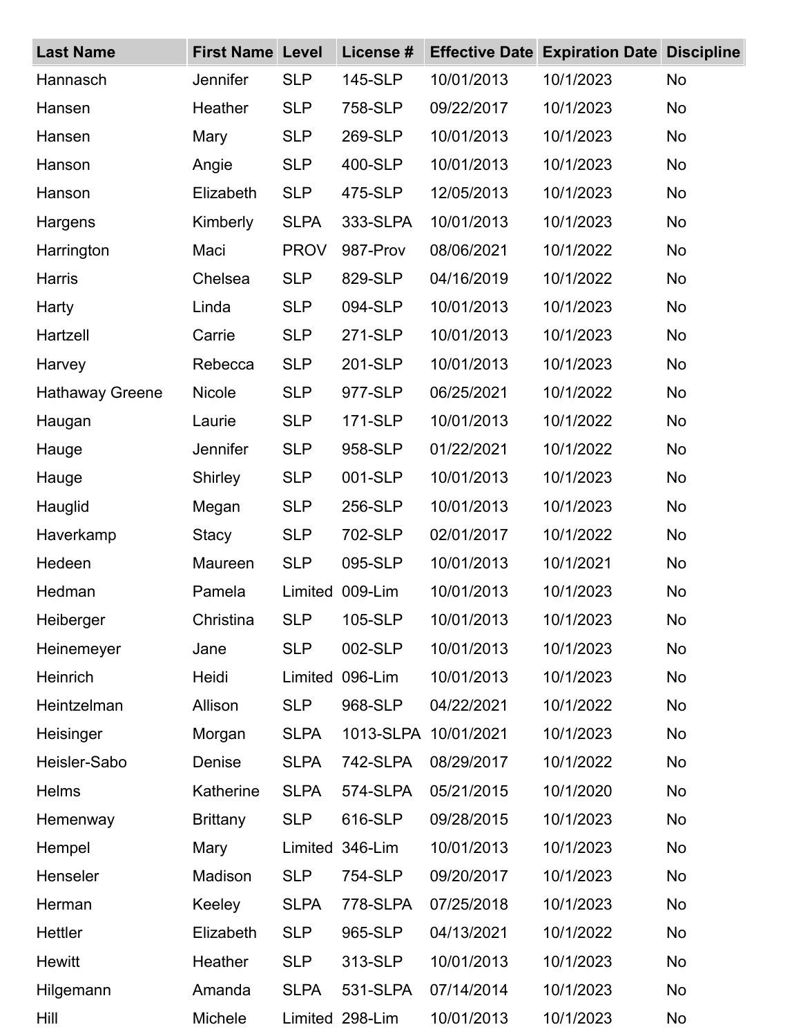| Last Name | First Name | Level | License # | Effective Date | Expiration Date | Discipline |
|---|---|---|---|---|---|---|
| Hannasch | Jennifer | SLP | 145-SLP | 10/01/2013 | 10/1/2023 | No |
| Hansen | Heather | SLP | 758-SLP | 09/22/2017 | 10/1/2023 | No |
| Hansen | Mary | SLP | 269-SLP | 10/01/2013 | 10/1/2023 | No |
| Hanson | Angie | SLP | 400-SLP | 10/01/2013 | 10/1/2023 | No |
| Hanson | Elizabeth | SLP | 475-SLP | 12/05/2013 | 10/1/2023 | No |
| Hargens | Kimberly | SLPA | 333-SLPA | 10/01/2013 | 10/1/2023 | No |
| Harrington | Maci | PROV | 987-Prov | 08/06/2021 | 10/1/2022 | No |
| Harris | Chelsea | SLP | 829-SLP | 04/16/2019 | 10/1/2022 | No |
| Harty | Linda | SLP | 094-SLP | 10/01/2013 | 10/1/2023 | No |
| Hartzell | Carrie | SLP | 271-SLP | 10/01/2013 | 10/1/2023 | No |
| Harvey | Rebecca | SLP | 201-SLP | 10/01/2013 | 10/1/2023 | No |
| Hathaway Greene | Nicole | SLP | 977-SLP | 06/25/2021 | 10/1/2022 | No |
| Haugan | Laurie | SLP | 171-SLP | 10/01/2013 | 10/1/2022 | No |
| Hauge | Jennifer | SLP | 958-SLP | 01/22/2021 | 10/1/2022 | No |
| Hauge | Shirley | SLP | 001-SLP | 10/01/2013 | 10/1/2023 | No |
| Hauglid | Megan | SLP | 256-SLP | 10/01/2013 | 10/1/2023 | No |
| Haverkamp | Stacy | SLP | 702-SLP | 02/01/2017 | 10/1/2022 | No |
| Hedeen | Maureen | SLP | 095-SLP | 10/01/2013 | 10/1/2021 | No |
| Hedman | Pamela | Limited | 009-Lim | 10/01/2013 | 10/1/2023 | No |
| Heiberger | Christina | SLP | 105-SLP | 10/01/2013 | 10/1/2023 | No |
| Heinemeyer | Jane | SLP | 002-SLP | 10/01/2013 | 10/1/2023 | No |
| Heinrich | Heidi | Limited | 096-Lim | 10/01/2013 | 10/1/2023 | No |
| Heintzelman | Allison | SLP | 968-SLP | 04/22/2021 | 10/1/2022 | No |
| Heisinger | Morgan | SLPA | 1013-SLPA | 10/01/2021 | 10/1/2023 | No |
| Heisler-Sabo | Denise | SLPA | 742-SLPA | 08/29/2017 | 10/1/2022 | No |
| Helms | Katherine | SLPA | 574-SLPA | 05/21/2015 | 10/1/2020 | No |
| Hemenway | Brittany | SLP | 616-SLP | 09/28/2015 | 10/1/2023 | No |
| Hempel | Mary | Limited | 346-Lim | 10/01/2013 | 10/1/2023 | No |
| Henseler | Madison | SLP | 754-SLP | 09/20/2017 | 10/1/2023 | No |
| Herman | Keeley | SLPA | 778-SLPA | 07/25/2018 | 10/1/2023 | No |
| Hettler | Elizabeth | SLP | 965-SLP | 04/13/2021 | 10/1/2022 | No |
| Hewitt | Heather | SLP | 313-SLP | 10/01/2013 | 10/1/2023 | No |
| Hilgemann | Amanda | SLPA | 531-SLPA | 07/14/2014 | 10/1/2023 | No |
| Hill | Michele | Limited | 298-Lim | 10/01/2013 | 10/1/2023 | No |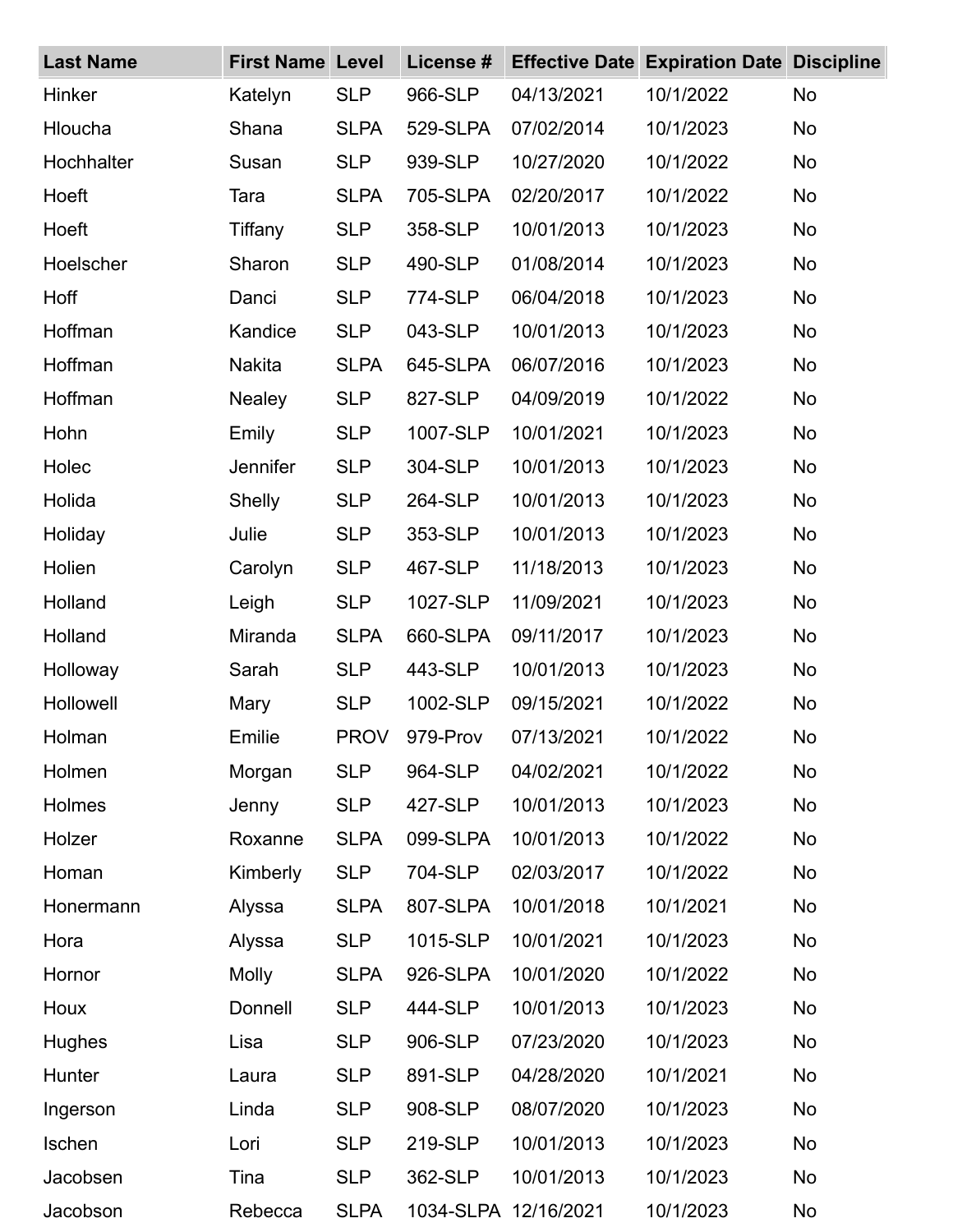| Last Name | First Name | Level | License # | Effective Date | Expiration Date | Discipline |
| --- | --- | --- | --- | --- | --- | --- |
| Hinker | Katelyn | SLP | 966-SLP | 04/13/2021 | 10/1/2022 | No |
| Hloucha | Shana | SLPA | 529-SLPA | 07/02/2014 | 10/1/2023 | No |
| Hochhalter | Susan | SLP | 939-SLP | 10/27/2020 | 10/1/2022 | No |
| Hoeft | Tara | SLPA | 705-SLPA | 02/20/2017 | 10/1/2022 | No |
| Hoeft | Tiffany | SLP | 358-SLP | 10/01/2013 | 10/1/2023 | No |
| Hoelscher | Sharon | SLP | 490-SLP | 01/08/2014 | 10/1/2023 | No |
| Hoff | Danci | SLP | 774-SLP | 06/04/2018 | 10/1/2023 | No |
| Hoffman | Kandice | SLP | 043-SLP | 10/01/2013 | 10/1/2023 | No |
| Hoffman | Nakita | SLPA | 645-SLPA | 06/07/2016 | 10/1/2023 | No |
| Hoffman | Nealey | SLP | 827-SLP | 04/09/2019 | 10/1/2022 | No |
| Hohn | Emily | SLP | 1007-SLP | 10/01/2021 | 10/1/2023 | No |
| Holec | Jennifer | SLP | 304-SLP | 10/01/2013 | 10/1/2023 | No |
| Holida | Shelly | SLP | 264-SLP | 10/01/2013 | 10/1/2023 | No |
| Holiday | Julie | SLP | 353-SLP | 10/01/2013 | 10/1/2023 | No |
| Holien | Carolyn | SLP | 467-SLP | 11/18/2013 | 10/1/2023 | No |
| Holland | Leigh | SLP | 1027-SLP | 11/09/2021 | 10/1/2023 | No |
| Holland | Miranda | SLPA | 660-SLPA | 09/11/2017 | 10/1/2023 | No |
| Holloway | Sarah | SLP | 443-SLP | 10/01/2013 | 10/1/2023 | No |
| Hollowell | Mary | SLP | 1002-SLP | 09/15/2021 | 10/1/2022 | No |
| Holman | Emilie | PROV | 979-Prov | 07/13/2021 | 10/1/2022 | No |
| Holmen | Morgan | SLP | 964-SLP | 04/02/2021 | 10/1/2022 | No |
| Holmes | Jenny | SLP | 427-SLP | 10/01/2013 | 10/1/2023 | No |
| Holzer | Roxanne | SLPA | 099-SLPA | 10/01/2013 | 10/1/2022 | No |
| Homan | Kimberly | SLP | 704-SLP | 02/03/2017 | 10/1/2022 | No |
| Honermann | Alyssa | SLPA | 807-SLPA | 10/01/2018 | 10/1/2021 | No |
| Hora | Alyssa | SLP | 1015-SLP | 10/01/2021 | 10/1/2023 | No |
| Hornor | Molly | SLPA | 926-SLPA | 10/01/2020 | 10/1/2022 | No |
| Houx | Donnell | SLP | 444-SLP | 10/01/2013 | 10/1/2023 | No |
| Hughes | Lisa | SLP | 906-SLP | 07/23/2020 | 10/1/2023 | No |
| Hunter | Laura | SLP | 891-SLP | 04/28/2020 | 10/1/2021 | No |
| Ingerson | Linda | SLP | 908-SLP | 08/07/2020 | 10/1/2023 | No |
| Ischen | Lori | SLP | 219-SLP | 10/01/2013 | 10/1/2023 | No |
| Jacobsen | Tina | SLP | 362-SLP | 10/01/2013 | 10/1/2023 | No |
| Jacobson | Rebecca | SLPA | 1034-SLPA | 12/16/2021 | 10/1/2023 | No |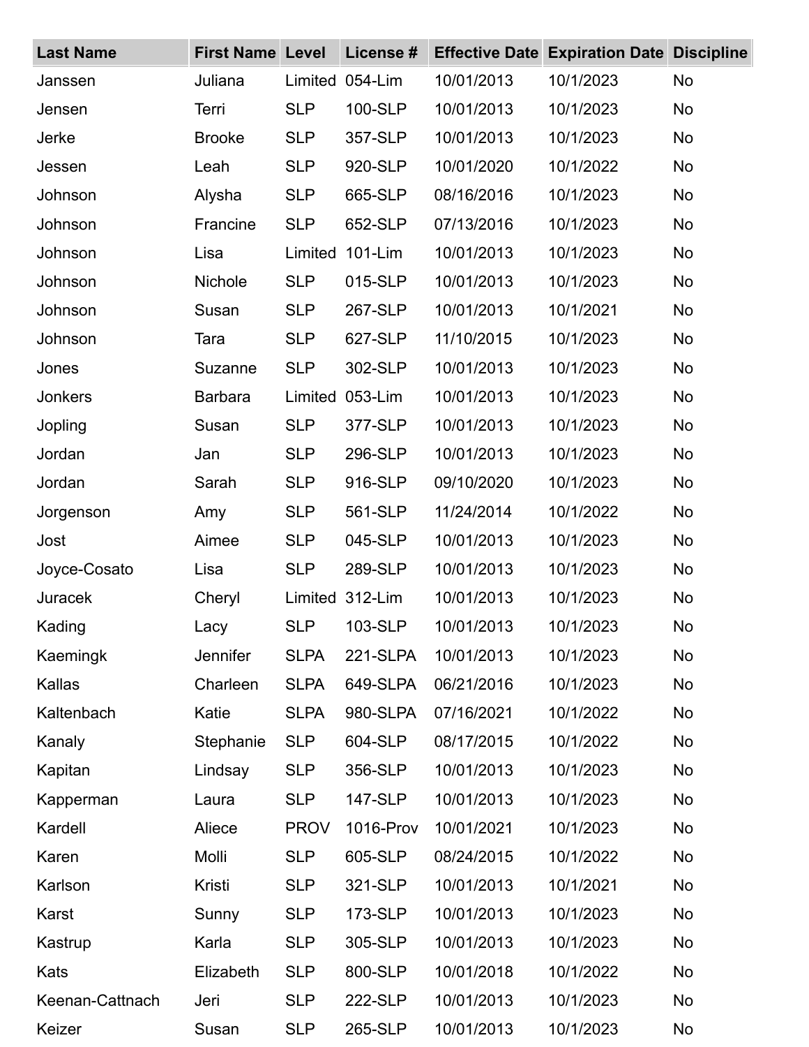| Last Name | First Name | Level | License # | Effective Date | Expiration Date | Discipline |
|---|---|---|---|---|---|---|
| Janssen | Juliana | Limited | 054-Lim | 10/01/2013 | 10/1/2023 | No |
| Jensen | Terri | SLP | 100-SLP | 10/01/2013 | 10/1/2023 | No |
| Jerke | Brooke | SLP | 357-SLP | 10/01/2013 | 10/1/2023 | No |
| Jessen | Leah | SLP | 920-SLP | 10/01/2020 | 10/1/2022 | No |
| Johnson | Alysha | SLP | 665-SLP | 08/16/2016 | 10/1/2023 | No |
| Johnson | Francine | SLP | 652-SLP | 07/13/2016 | 10/1/2023 | No |
| Johnson | Lisa | Limited | 101-Lim | 10/01/2013 | 10/1/2023 | No |
| Johnson | Nichole | SLP | 015-SLP | 10/01/2013 | 10/1/2023 | No |
| Johnson | Susan | SLP | 267-SLP | 10/01/2013 | 10/1/2021 | No |
| Johnson | Tara | SLP | 627-SLP | 11/10/2015 | 10/1/2023 | No |
| Jones | Suzanne | SLP | 302-SLP | 10/01/2013 | 10/1/2023 | No |
| Jonkers | Barbara | Limited | 053-Lim | 10/01/2013 | 10/1/2023 | No |
| Jopling | Susan | SLP | 377-SLP | 10/01/2013 | 10/1/2023 | No |
| Jordan | Jan | SLP | 296-SLP | 10/01/2013 | 10/1/2023 | No |
| Jordan | Sarah | SLP | 916-SLP | 09/10/2020 | 10/1/2023 | No |
| Jorgenson | Amy | SLP | 561-SLP | 11/24/2014 | 10/1/2022 | No |
| Jost | Aimee | SLP | 045-SLP | 10/01/2013 | 10/1/2023 | No |
| Joyce-Cosato | Lisa | SLP | 289-SLP | 10/01/2013 | 10/1/2023 | No |
| Juracek | Cheryl | Limited | 312-Lim | 10/01/2013 | 10/1/2023 | No |
| Kading | Lacy | SLP | 103-SLP | 10/01/2013 | 10/1/2023 | No |
| Kaemingk | Jennifer | SLPA | 221-SLPA | 10/01/2013 | 10/1/2023 | No |
| Kallas | Charleen | SLPA | 649-SLPA | 06/21/2016 | 10/1/2023 | No |
| Kaltenbach | Katie | SLPA | 980-SLPA | 07/16/2021 | 10/1/2022 | No |
| Kanaly | Stephanie | SLP | 604-SLP | 08/17/2015 | 10/1/2022 | No |
| Kapitan | Lindsay | SLP | 356-SLP | 10/01/2013 | 10/1/2023 | No |
| Kapperman | Laura | SLP | 147-SLP | 10/01/2013 | 10/1/2023 | No |
| Kardell | Aliece | PROV | 1016-Prov | 10/01/2021 | 10/1/2023 | No |
| Karen | Molli | SLP | 605-SLP | 08/24/2015 | 10/1/2022 | No |
| Karlson | Kristi | SLP | 321-SLP | 10/01/2013 | 10/1/2021 | No |
| Karst | Sunny | SLP | 173-SLP | 10/01/2013 | 10/1/2023 | No |
| Kastrup | Karla | SLP | 305-SLP | 10/01/2013 | 10/1/2023 | No |
| Kats | Elizabeth | SLP | 800-SLP | 10/01/2018 | 10/1/2022 | No |
| Keenan-Cattnach | Jeri | SLP | 222-SLP | 10/01/2013 | 10/1/2023 | No |
| Keizer | Susan | SLP | 265-SLP | 10/01/2013 | 10/1/2023 | No |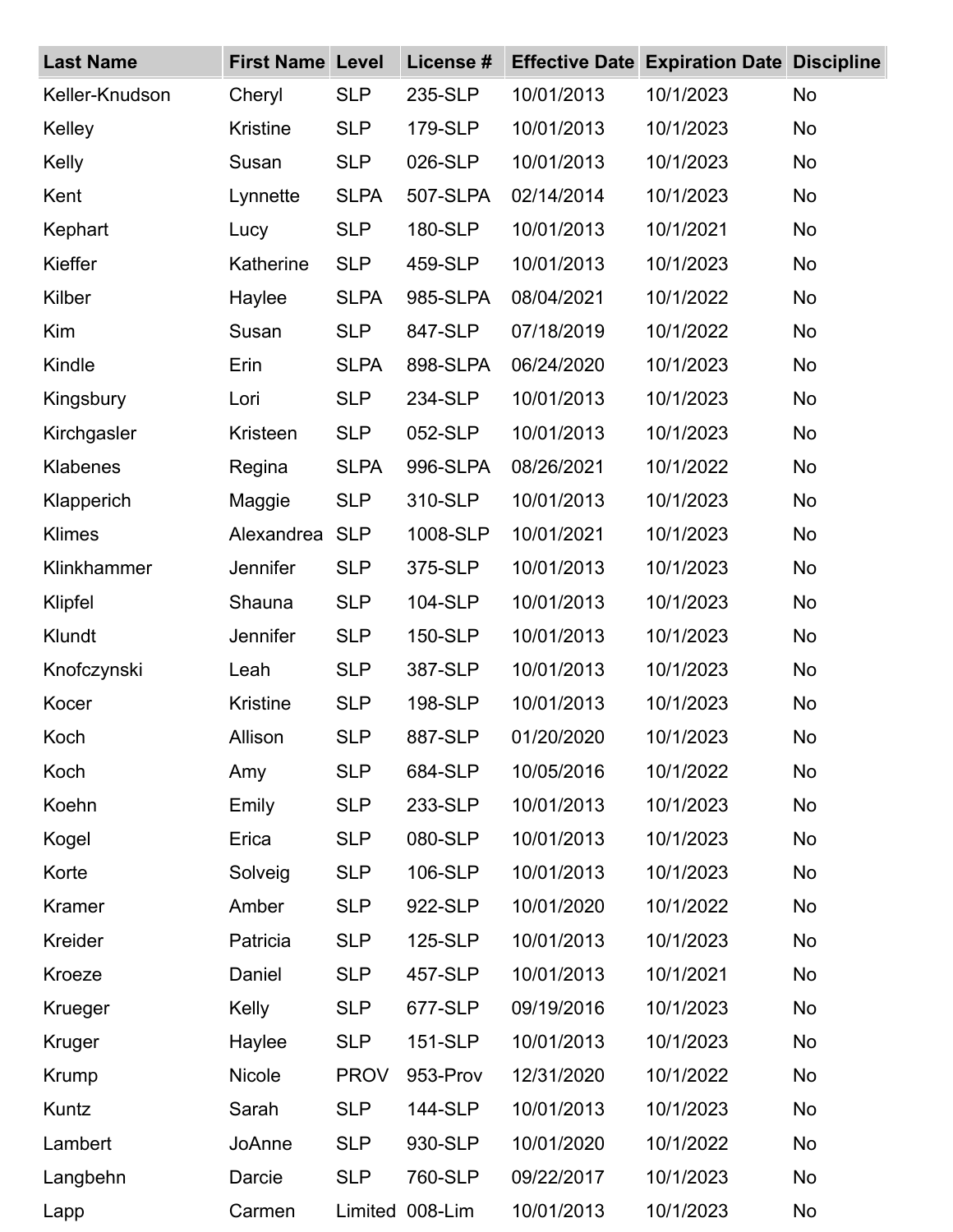| Last Name | First Name | Level | License # | Effective Date | Expiration Date | Discipline |
|---|---|---|---|---|---|---|
| Keller-Knudson | Cheryl | SLP | 235-SLP | 10/01/2013 | 10/1/2023 | No |
| Kelley | Kristine | SLP | 179-SLP | 10/01/2013 | 10/1/2023 | No |
| Kelly | Susan | SLP | 026-SLP | 10/01/2013 | 10/1/2023 | No |
| Kent | Lynnette | SLPA | 507-SLPA | 02/14/2014 | 10/1/2023 | No |
| Kephart | Lucy | SLP | 180-SLP | 10/01/2013 | 10/1/2021 | No |
| Kieffer | Katherine | SLP | 459-SLP | 10/01/2013 | 10/1/2023 | No |
| Kilber | Haylee | SLPA | 985-SLPA | 08/04/2021 | 10/1/2022 | No |
| Kim | Susan | SLP | 847-SLP | 07/18/2019 | 10/1/2022 | No |
| Kindle | Erin | SLPA | 898-SLPA | 06/24/2020 | 10/1/2023 | No |
| Kingsbury | Lori | SLP | 234-SLP | 10/01/2013 | 10/1/2023 | No |
| Kirchgasler | Kristeen | SLP | 052-SLP | 10/01/2013 | 10/1/2023 | No |
| Klabenes | Regina | SLPA | 996-SLPA | 08/26/2021 | 10/1/2022 | No |
| Klapperich | Maggie | SLP | 310-SLP | 10/01/2013 | 10/1/2023 | No |
| Klimes | Alexandrea | SLP | 1008-SLP | 10/01/2021 | 10/1/2023 | No |
| Klinkhammer | Jennifer | SLP | 375-SLP | 10/01/2013 | 10/1/2023 | No |
| Klipfel | Shauna | SLP | 104-SLP | 10/01/2013 | 10/1/2023 | No |
| Klundt | Jennifer | SLP | 150-SLP | 10/01/2013 | 10/1/2023 | No |
| Knofczynski | Leah | SLP | 387-SLP | 10/01/2013 | 10/1/2023 | No |
| Kocer | Kristine | SLP | 198-SLP | 10/01/2013 | 10/1/2023 | No |
| Koch | Allison | SLP | 887-SLP | 01/20/2020 | 10/1/2023 | No |
| Koch | Amy | SLP | 684-SLP | 10/05/2016 | 10/1/2022 | No |
| Koehn | Emily | SLP | 233-SLP | 10/01/2013 | 10/1/2023 | No |
| Kogel | Erica | SLP | 080-SLP | 10/01/2013 | 10/1/2023 | No |
| Korte | Solveig | SLP | 106-SLP | 10/01/2013 | 10/1/2023 | No |
| Kramer | Amber | SLP | 922-SLP | 10/01/2020 | 10/1/2022 | No |
| Kreider | Patricia | SLP | 125-SLP | 10/01/2013 | 10/1/2023 | No |
| Kroeze | Daniel | SLP | 457-SLP | 10/01/2013 | 10/1/2021 | No |
| Krueger | Kelly | SLP | 677-SLP | 09/19/2016 | 10/1/2023 | No |
| Kruger | Haylee | SLP | 151-SLP | 10/01/2013 | 10/1/2023 | No |
| Krump | Nicole | PROV | 953-Prov | 12/31/2020 | 10/1/2022 | No |
| Kuntz | Sarah | SLP | 144-SLP | 10/01/2013 | 10/1/2023 | No |
| Lambert | JoAnne | SLP | 930-SLP | 10/01/2020 | 10/1/2022 | No |
| Langbehn | Darcie | SLP | 760-SLP | 09/22/2017 | 10/1/2023 | No |
| Lapp | Carmen | Limited | 008-Lim | 10/01/2013 | 10/1/2023 | No |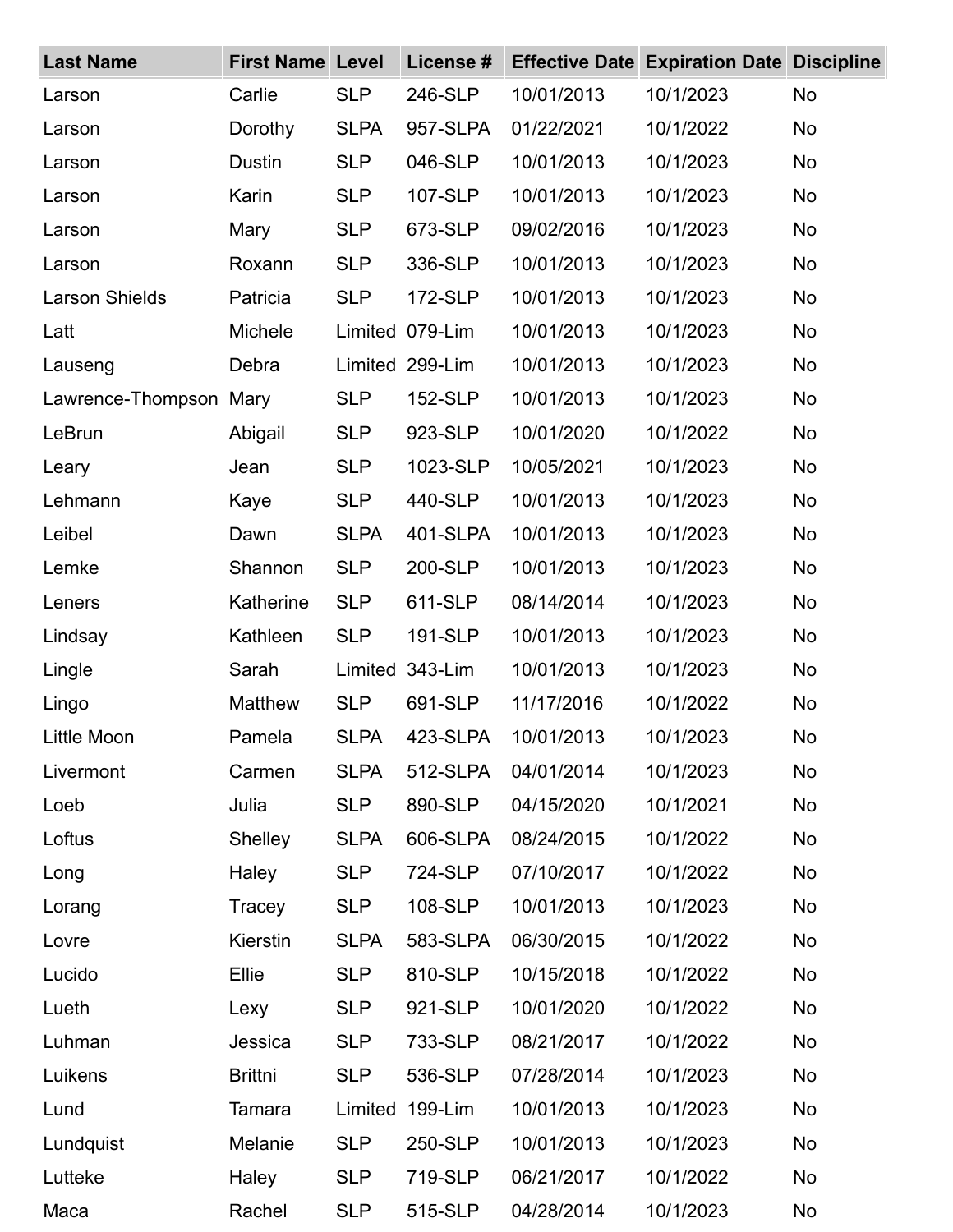| Last Name | First Name | Level | License # | Effective Date | Expiration Date | Discipline |
|---|---|---|---|---|---|---|
| Larson | Carlie | SLP | 246-SLP | 10/01/2013 | 10/1/2023 | No |
| Larson | Dorothy | SLPA | 957-SLPA | 01/22/2021 | 10/1/2022 | No |
| Larson | Dustin | SLP | 046-SLP | 10/01/2013 | 10/1/2023 | No |
| Larson | Karin | SLP | 107-SLP | 10/01/2013 | 10/1/2023 | No |
| Larson | Mary | SLP | 673-SLP | 09/02/2016 | 10/1/2023 | No |
| Larson | Roxann | SLP | 336-SLP | 10/01/2013 | 10/1/2023 | No |
| Larson Shields | Patricia | SLP | 172-SLP | 10/01/2013 | 10/1/2023 | No |
| Latt | Michele | Limited | 079-Lim | 10/01/2013 | 10/1/2023 | No |
| Lauseng | Debra | Limited | 299-Lim | 10/01/2013 | 10/1/2023 | No |
| Lawrence-Thompson | Mary | SLP | 152-SLP | 10/01/2013 | 10/1/2023 | No |
| LeBrun | Abigail | SLP | 923-SLP | 10/01/2020 | 10/1/2022 | No |
| Leary | Jean | SLP | 1023-SLP | 10/05/2021 | 10/1/2023 | No |
| Lehmann | Kaye | SLP | 440-SLP | 10/01/2013 | 10/1/2023 | No |
| Leibel | Dawn | SLPA | 401-SLPA | 10/01/2013 | 10/1/2023 | No |
| Lemke | Shannon | SLP | 200-SLP | 10/01/2013 | 10/1/2023 | No |
| Leners | Katherine | SLP | 611-SLP | 08/14/2014 | 10/1/2023 | No |
| Lindsay | Kathleen | SLP | 191-SLP | 10/01/2013 | 10/1/2023 | No |
| Lingle | Sarah | Limited | 343-Lim | 10/01/2013 | 10/1/2023 | No |
| Lingo | Matthew | SLP | 691-SLP | 11/17/2016 | 10/1/2022 | No |
| Little Moon | Pamela | SLPA | 423-SLPA | 10/01/2013 | 10/1/2023 | No |
| Livermont | Carmen | SLPA | 512-SLPA | 04/01/2014 | 10/1/2023 | No |
| Loeb | Julia | SLP | 890-SLP | 04/15/2020 | 10/1/2021 | No |
| Loftus | Shelley | SLPA | 606-SLPA | 08/24/2015 | 10/1/2022 | No |
| Long | Haley | SLP | 724-SLP | 07/10/2017 | 10/1/2022 | No |
| Lorang | Tracey | SLP | 108-SLP | 10/01/2013 | 10/1/2023 | No |
| Lovre | Kierstin | SLPA | 583-SLPA | 06/30/2015 | 10/1/2022 | No |
| Lucido | Ellie | SLP | 810-SLP | 10/15/2018 | 10/1/2022 | No |
| Lueth | Lexy | SLP | 921-SLP | 10/01/2020 | 10/1/2022 | No |
| Luhman | Jessica | SLP | 733-SLP | 08/21/2017 | 10/1/2022 | No |
| Luikens | Brittni | SLP | 536-SLP | 07/28/2014 | 10/1/2023 | No |
| Lund | Tamara | Limited | 199-Lim | 10/01/2013 | 10/1/2023 | No |
| Lundquist | Melanie | SLP | 250-SLP | 10/01/2013 | 10/1/2023 | No |
| Lutteke | Haley | SLP | 719-SLP | 06/21/2017 | 10/1/2022 | No |
| Maca | Rachel | SLP | 515-SLP | 04/28/2014 | 10/1/2023 | No |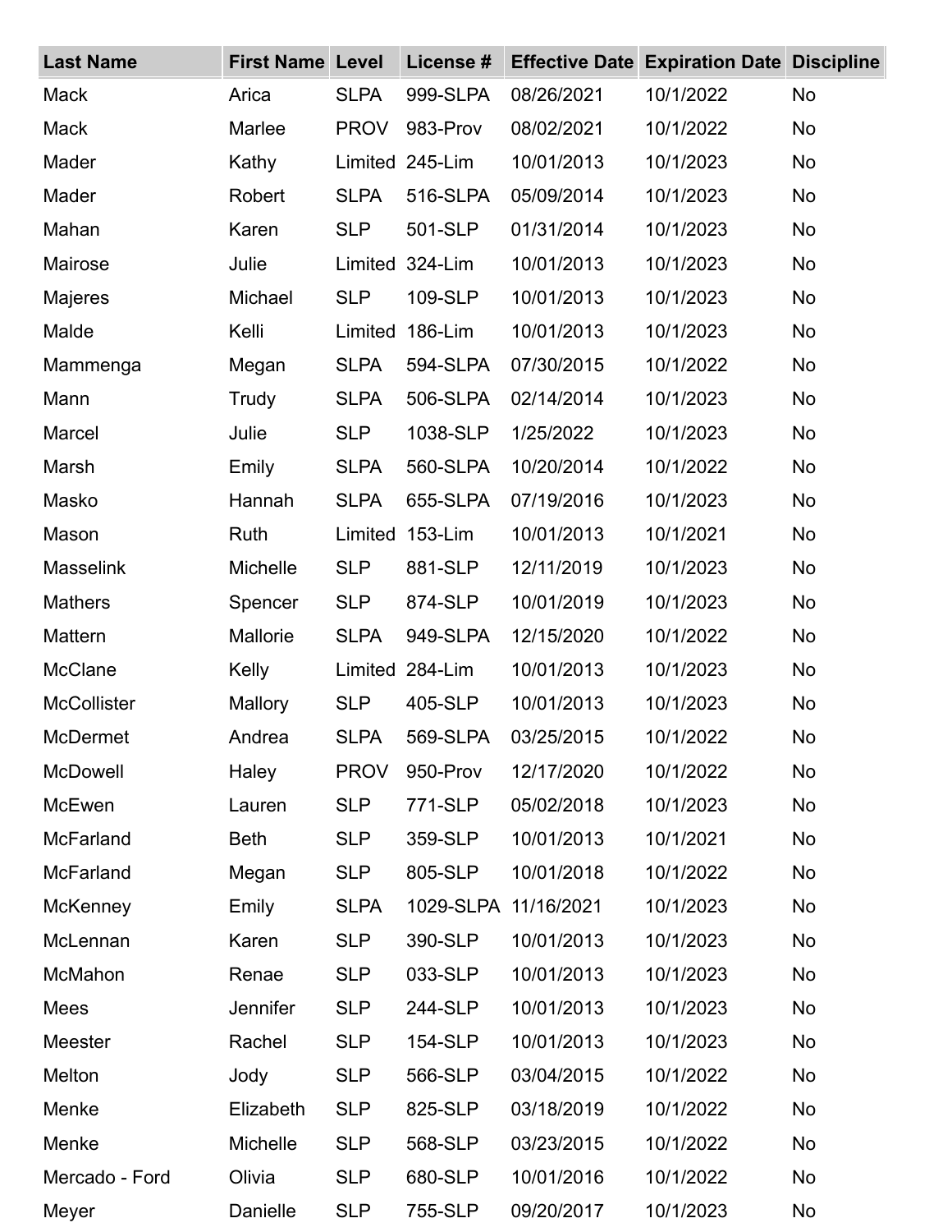| Last Name | First Name | Level | License # | Effective Date | Expiration Date | Discipline |
|---|---|---|---|---|---|---|
| Mack | Arica | SLPA | 999-SLPA | 08/26/2021 | 10/1/2022 | No |
| Mack | Marlee | PROV | 983-Prov | 08/02/2021 | 10/1/2022 | No |
| Mader | Kathy | Limited | 245-Lim | 10/01/2013 | 10/1/2023 | No |
| Mader | Robert | SLPA | 516-SLPA | 05/09/2014 | 10/1/2023 | No |
| Mahan | Karen | SLP | 501-SLP | 01/31/2014 | 10/1/2023 | No |
| Mairose | Julie | Limited | 324-Lim | 10/01/2013 | 10/1/2023 | No |
| Majeres | Michael | SLP | 109-SLP | 10/01/2013 | 10/1/2023 | No |
| Malde | Kelli | Limited | 186-Lim | 10/01/2013 | 10/1/2023 | No |
| Mammenga | Megan | SLPA | 594-SLPA | 07/30/2015 | 10/1/2022 | No |
| Mann | Trudy | SLPA | 506-SLPA | 02/14/2014 | 10/1/2023 | No |
| Marcel | Julie | SLP | 1038-SLP | 1/25/2022 | 10/1/2023 | No |
| Marsh | Emily | SLPA | 560-SLPA | 10/20/2014 | 10/1/2022 | No |
| Masko | Hannah | SLPA | 655-SLPA | 07/19/2016 | 10/1/2023 | No |
| Mason | Ruth | Limited | 153-Lim | 10/01/2013 | 10/1/2021 | No |
| Masselink | Michelle | SLP | 881-SLP | 12/11/2019 | 10/1/2023 | No |
| Mathers | Spencer | SLP | 874-SLP | 10/01/2019 | 10/1/2023 | No |
| Mattern | Mallorie | SLPA | 949-SLPA | 12/15/2020 | 10/1/2022 | No |
| McClane | Kelly | Limited | 284-Lim | 10/01/2013 | 10/1/2023 | No |
| McCollister | Mallory | SLP | 405-SLP | 10/01/2013 | 10/1/2023 | No |
| McDermet | Andrea | SLPA | 569-SLPA | 03/25/2015 | 10/1/2022 | No |
| McDowell | Haley | PROV | 950-Prov | 12/17/2020 | 10/1/2022 | No |
| McEwen | Lauren | SLP | 771-SLP | 05/02/2018 | 10/1/2023 | No |
| McFarland | Beth | SLP | 359-SLP | 10/01/2013 | 10/1/2021 | No |
| McFarland | Megan | SLP | 805-SLP | 10/01/2018 | 10/1/2022 | No |
| McKenney | Emily | SLPA | 1029-SLPA | 11/16/2021 | 10/1/2023 | No |
| McLennan | Karen | SLP | 390-SLP | 10/01/2013 | 10/1/2023 | No |
| McMahon | Renae | SLP | 033-SLP | 10/01/2013 | 10/1/2023 | No |
| Mees | Jennifer | SLP | 244-SLP | 10/01/2013 | 10/1/2023 | No |
| Meester | Rachel | SLP | 154-SLP | 10/01/2013 | 10/1/2023 | No |
| Melton | Jody | SLP | 566-SLP | 03/04/2015 | 10/1/2022 | No |
| Menke | Elizabeth | SLP | 825-SLP | 03/18/2019 | 10/1/2022 | No |
| Menke | Michelle | SLP | 568-SLP | 03/23/2015 | 10/1/2022 | No |
| Mercado - Ford | Olivia | SLP | 680-SLP | 10/01/2016 | 10/1/2022 | No |
| Meyer | Danielle | SLP | 755-SLP | 09/20/2017 | 10/1/2023 | No |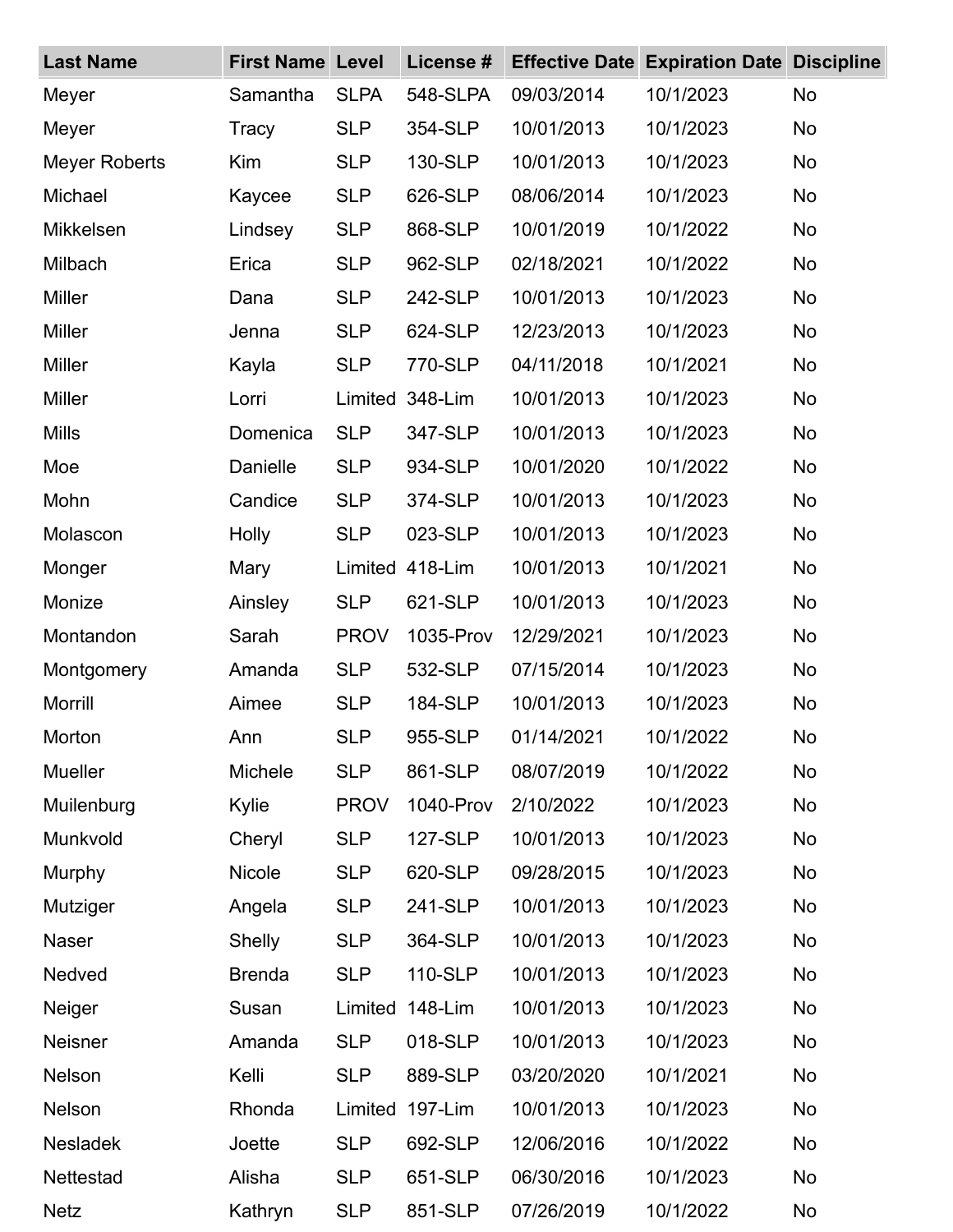| Last Name | First Name | Level | License # | Effective Date | Expiration Date | Discipline |
|---|---|---|---|---|---|---|
| Meyer | Samantha | SLPA | 548-SLPA | 09/03/2014 | 10/1/2023 | No |
| Meyer | Tracy | SLP | 354-SLP | 10/01/2013 | 10/1/2023 | No |
| Meyer Roberts | Kim | SLP | 130-SLP | 10/01/2013 | 10/1/2023 | No |
| Michael | Kaycee | SLP | 626-SLP | 08/06/2014 | 10/1/2023 | No |
| Mikkelsen | Lindsey | SLP | 868-SLP | 10/01/2019 | 10/1/2022 | No |
| Milbach | Erica | SLP | 962-SLP | 02/18/2021 | 10/1/2022 | No |
| Miller | Dana | SLP | 242-SLP | 10/01/2013 | 10/1/2023 | No |
| Miller | Jenna | SLP | 624-SLP | 12/23/2013 | 10/1/2023 | No |
| Miller | Kayla | SLP | 770-SLP | 04/11/2018 | 10/1/2021 | No |
| Miller | Lorri | Limited | 348-Lim | 10/01/2013 | 10/1/2023 | No |
| Mills | Domenica | SLP | 347-SLP | 10/01/2013 | 10/1/2023 | No |
| Moe | Danielle | SLP | 934-SLP | 10/01/2020 | 10/1/2022 | No |
| Mohn | Candice | SLP | 374-SLP | 10/01/2013 | 10/1/2023 | No |
| Molascon | Holly | SLP | 023-SLP | 10/01/2013 | 10/1/2023 | No |
| Monger | Mary | Limited | 418-Lim | 10/01/2013 | 10/1/2021 | No |
| Monize | Ainsley | SLP | 621-SLP | 10/01/2013 | 10/1/2023 | No |
| Montandon | Sarah | PROV | 1035-Prov | 12/29/2021 | 10/1/2023 | No |
| Montgomery | Amanda | SLP | 532-SLP | 07/15/2014 | 10/1/2023 | No |
| Morrill | Aimee | SLP | 184-SLP | 10/01/2013 | 10/1/2023 | No |
| Morton | Ann | SLP | 955-SLP | 01/14/2021 | 10/1/2022 | No |
| Mueller | Michele | SLP | 861-SLP | 08/07/2019 | 10/1/2022 | No |
| Muilenburg | Kylie | PROV | 1040-Prov | 2/10/2022 | 10/1/2023 | No |
| Munkvold | Cheryl | SLP | 127-SLP | 10/01/2013 | 10/1/2023 | No |
| Murphy | Nicole | SLP | 620-SLP | 09/28/2015 | 10/1/2023 | No |
| Mutziger | Angela | SLP | 241-SLP | 10/01/2013 | 10/1/2023 | No |
| Naser | Shelly | SLP | 364-SLP | 10/01/2013 | 10/1/2023 | No |
| Nedved | Brenda | SLP | 110-SLP | 10/01/2013 | 10/1/2023 | No |
| Neiger | Susan | Limited | 148-Lim | 10/01/2013 | 10/1/2023 | No |
| Neisner | Amanda | SLP | 018-SLP | 10/01/2013 | 10/1/2023 | No |
| Nelson | Kelli | SLP | 889-SLP | 03/20/2020 | 10/1/2021 | No |
| Nelson | Rhonda | Limited | 197-Lim | 10/01/2013 | 10/1/2023 | No |
| Nesladek | Joette | SLP | 692-SLP | 12/06/2016 | 10/1/2022 | No |
| Nettestad | Alisha | SLP | 651-SLP | 06/30/2016 | 10/1/2023 | No |
| Netz | Kathryn | SLP | 851-SLP | 07/26/2019 | 10/1/2022 | No |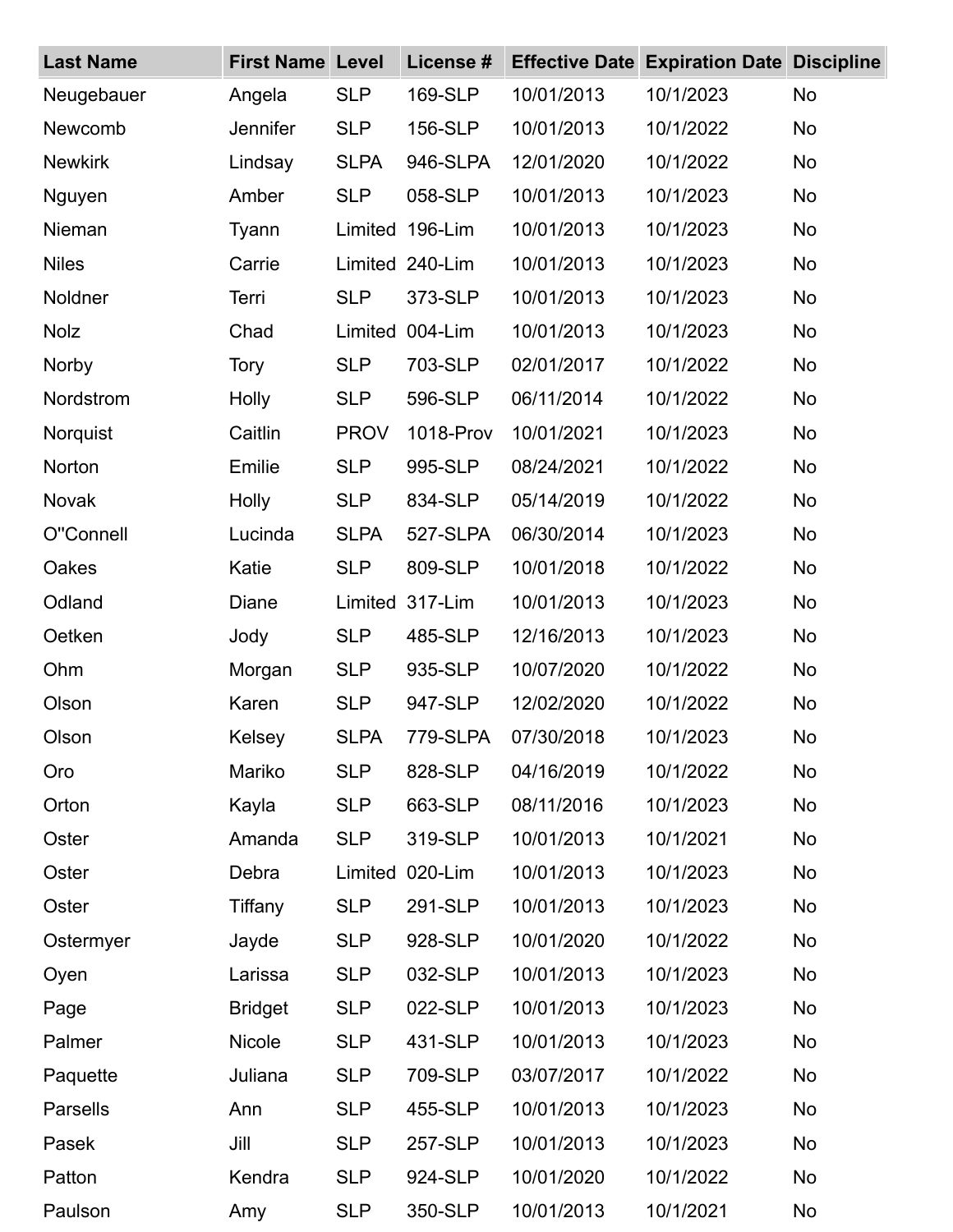| Last Name | First Name | Level | License # | Effective Date | Expiration Date | Discipline |
|---|---|---|---|---|---|---|
| Neugebauer | Angela | SLP | 169-SLP | 10/01/2013 | 10/1/2023 | No |
| Newcomb | Jennifer | SLP | 156-SLP | 10/01/2013 | 10/1/2022 | No |
| Newkirk | Lindsay | SLPA | 946-SLPA | 12/01/2020 | 10/1/2022 | No |
| Nguyen | Amber | SLP | 058-SLP | 10/01/2013 | 10/1/2023 | No |
| Nieman | Tyann | Limited | 196-Lim | 10/01/2013 | 10/1/2023 | No |
| Niles | Carrie | Limited | 240-Lim | 10/01/2013 | 10/1/2023 | No |
| Noldner | Terri | SLP | 373-SLP | 10/01/2013 | 10/1/2023 | No |
| Nolz | Chad | Limited | 004-Lim | 10/01/2013 | 10/1/2023 | No |
| Norby | Tory | SLP | 703-SLP | 02/01/2017 | 10/1/2022 | No |
| Nordstrom | Holly | SLP | 596-SLP | 06/11/2014 | 10/1/2022 | No |
| Norquist | Caitlin | PROV | 1018-Prov | 10/01/2021 | 10/1/2023 | No |
| Norton | Emilie | SLP | 995-SLP | 08/24/2021 | 10/1/2022 | No |
| Novak | Holly | SLP | 834-SLP | 05/14/2019 | 10/1/2022 | No |
| O''Connell | Lucinda | SLPA | 527-SLPA | 06/30/2014 | 10/1/2023 | No |
| Oakes | Katie | SLP | 809-SLP | 10/01/2018 | 10/1/2022 | No |
| Odland | Diane | Limited | 317-Lim | 10/01/2013 | 10/1/2023 | No |
| Oetken | Jody | SLP | 485-SLP | 12/16/2013 | 10/1/2023 | No |
| Ohm | Morgan | SLP | 935-SLP | 10/07/2020 | 10/1/2022 | No |
| Olson | Karen | SLP | 947-SLP | 12/02/2020 | 10/1/2022 | No |
| Olson | Kelsey | SLPA | 779-SLPA | 07/30/2018 | 10/1/2023 | No |
| Oro | Mariko | SLP | 828-SLP | 04/16/2019 | 10/1/2022 | No |
| Orton | Kayla | SLP | 663-SLP | 08/11/2016 | 10/1/2023 | No |
| Oster | Amanda | SLP | 319-SLP | 10/01/2013 | 10/1/2021 | No |
| Oster | Debra | Limited | 020-Lim | 10/01/2013 | 10/1/2023 | No |
| Oster | Tiffany | SLP | 291-SLP | 10/01/2013 | 10/1/2023 | No |
| Ostermyer | Jayde | SLP | 928-SLP | 10/01/2020 | 10/1/2022 | No |
| Oyen | Larissa | SLP | 032-SLP | 10/01/2013 | 10/1/2023 | No |
| Page | Bridget | SLP | 022-SLP | 10/01/2013 | 10/1/2023 | No |
| Palmer | Nicole | SLP | 431-SLP | 10/01/2013 | 10/1/2023 | No |
| Paquette | Juliana | SLP | 709-SLP | 03/07/2017 | 10/1/2022 | No |
| Parsells | Ann | SLP | 455-SLP | 10/01/2013 | 10/1/2023 | No |
| Pasek | Jill | SLP | 257-SLP | 10/01/2013 | 10/1/2023 | No |
| Patton | Kendra | SLP | 924-SLP | 10/01/2020 | 10/1/2022 | No |
| Paulson | Amy | SLP | 350-SLP | 10/01/2013 | 10/1/2021 | No |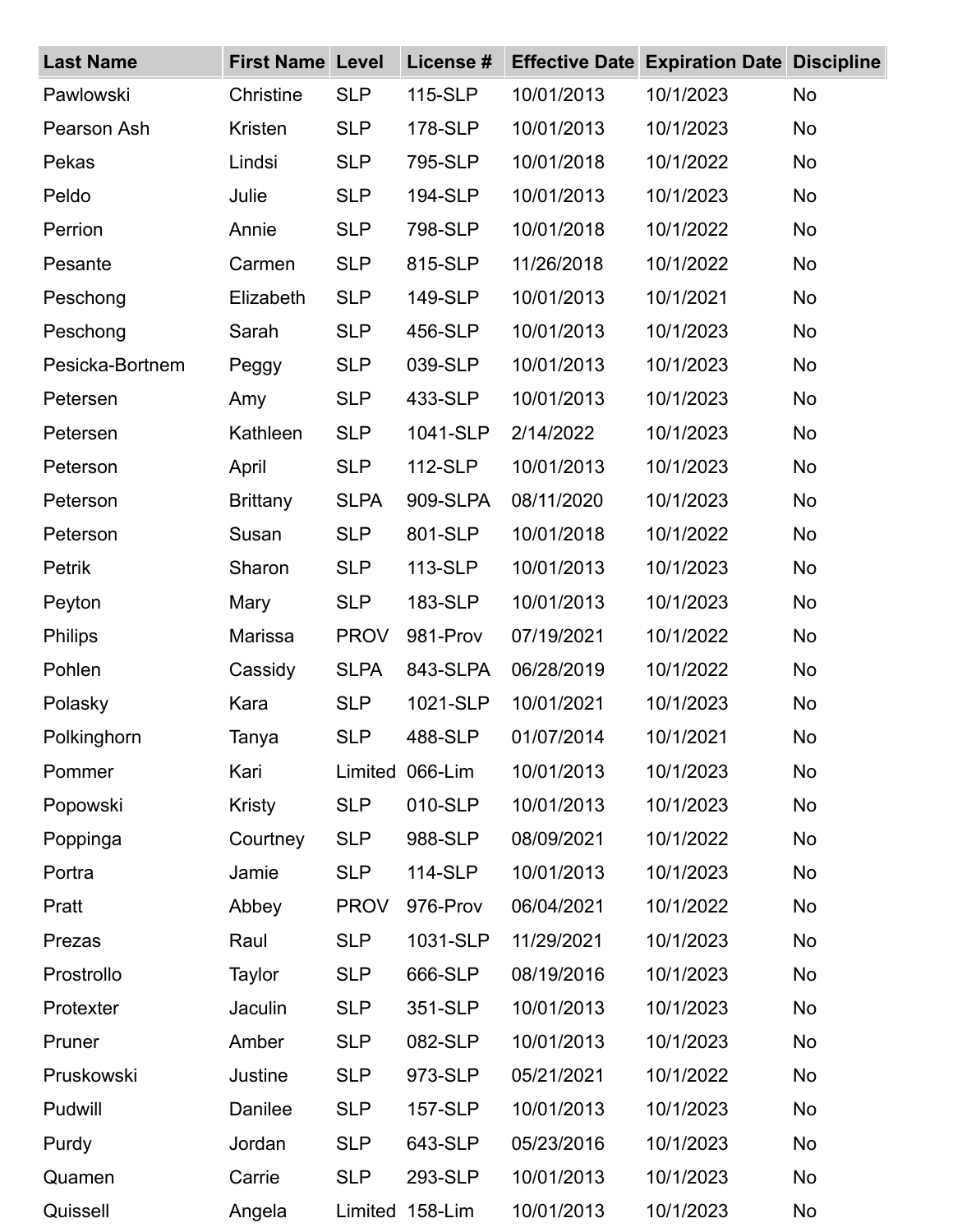| Last Name | First Name | Level | License # | Effective Date | Expiration Date | Discipline |
| --- | --- | --- | --- | --- | --- | --- |
| Pawlowski | Christine | SLP | 115-SLP | 10/01/2013 | 10/1/2023 | No |
| Pearson Ash | Kristen | SLP | 178-SLP | 10/01/2013 | 10/1/2023 | No |
| Pekas | Lindsi | SLP | 795-SLP | 10/01/2018 | 10/1/2022 | No |
| Peldo | Julie | SLP | 194-SLP | 10/01/2013 | 10/1/2023 | No |
| Perrion | Annie | SLP | 798-SLP | 10/01/2018 | 10/1/2022 | No |
| Pesante | Carmen | SLP | 815-SLP | 11/26/2018 | 10/1/2022 | No |
| Peschong | Elizabeth | SLP | 149-SLP | 10/01/2013 | 10/1/2021 | No |
| Peschong | Sarah | SLP | 456-SLP | 10/01/2013 | 10/1/2023 | No |
| Pesicka-Bortnem | Peggy | SLP | 039-SLP | 10/01/2013 | 10/1/2023 | No |
| Petersen | Amy | SLP | 433-SLP | 10/01/2013 | 10/1/2023 | No |
| Petersen | Kathleen | SLP | 1041-SLP | 2/14/2022 | 10/1/2023 | No |
| Peterson | April | SLP | 112-SLP | 10/01/2013 | 10/1/2023 | No |
| Peterson | Brittany | SLPA | 909-SLPA | 08/11/2020 | 10/1/2023 | No |
| Peterson | Susan | SLP | 801-SLP | 10/01/2018 | 10/1/2022 | No |
| Petrik | Sharon | SLP | 113-SLP | 10/01/2013 | 10/1/2023 | No |
| Peyton | Mary | SLP | 183-SLP | 10/01/2013 | 10/1/2023 | No |
| Philips | Marissa | PROV | 981-Prov | 07/19/2021 | 10/1/2022 | No |
| Pohlen | Cassidy | SLPA | 843-SLPA | 06/28/2019 | 10/1/2022 | No |
| Polasky | Kara | SLP | 1021-SLP | 10/01/2021 | 10/1/2023 | No |
| Polkinghorn | Tanya | SLP | 488-SLP | 01/07/2014 | 10/1/2021 | No |
| Pommer | Kari | Limited | 066-Lim | 10/01/2013 | 10/1/2023 | No |
| Popowski | Kristy | SLP | 010-SLP | 10/01/2013 | 10/1/2023 | No |
| Poppinga | Courtney | SLP | 988-SLP | 08/09/2021 | 10/1/2022 | No |
| Portra | Jamie | SLP | 114-SLP | 10/01/2013 | 10/1/2023 | No |
| Pratt | Abbey | PROV | 976-Prov | 06/04/2021 | 10/1/2022 | No |
| Prezas | Raul | SLP | 1031-SLP | 11/29/2021 | 10/1/2023 | No |
| Prostrollo | Taylor | SLP | 666-SLP | 08/19/2016 | 10/1/2023 | No |
| Protexter | Jaculin | SLP | 351-SLP | 10/01/2013 | 10/1/2023 | No |
| Pruner | Amber | SLP | 082-SLP | 10/01/2013 | 10/1/2023 | No |
| Pruskowski | Justine | SLP | 973-SLP | 05/21/2021 | 10/1/2022 | No |
| Pudwill | Danilee | SLP | 157-SLP | 10/01/2013 | 10/1/2023 | No |
| Purdy | Jordan | SLP | 643-SLP | 05/23/2016 | 10/1/2023 | No |
| Quamen | Carrie | SLP | 293-SLP | 10/01/2013 | 10/1/2023 | No |
| Quissell | Angela | Limited | 158-Lim | 10/01/2013 | 10/1/2023 | No |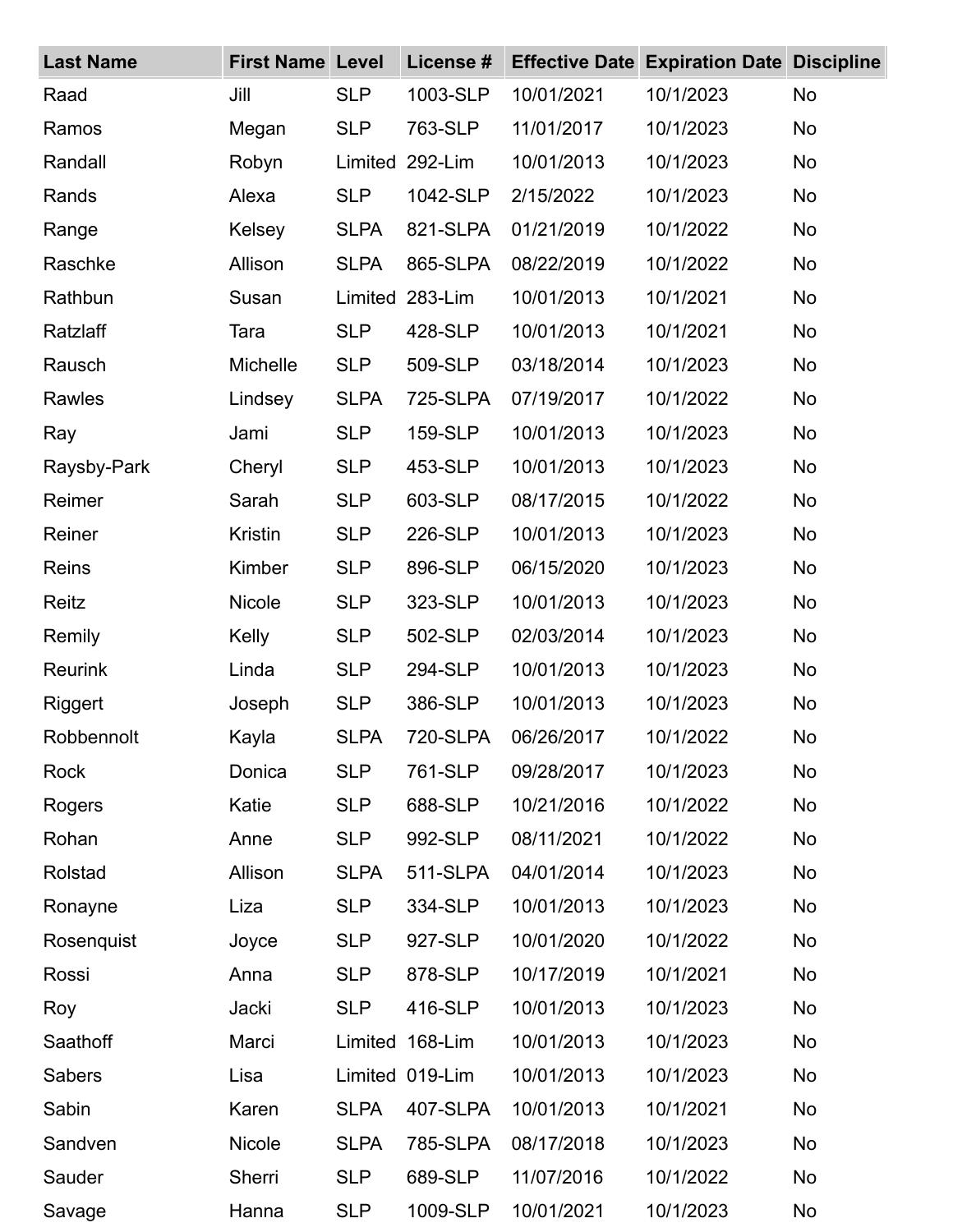| Last Name | First Name | Level | License # | Effective Date | Expiration Date | Discipline |
|---|---|---|---|---|---|---|
| Raad | Jill | SLP | 1003-SLP | 10/01/2021 | 10/1/2023 | No |
| Ramos | Megan | SLP | 763-SLP | 11/01/2017 | 10/1/2023 | No |
| Randall | Robyn | Limited | 292-Lim | 10/01/2013 | 10/1/2023 | No |
| Rands | Alexa | SLP | 1042-SLP | 2/15/2022 | 10/1/2023 | No |
| Range | Kelsey | SLPA | 821-SLPA | 01/21/2019 | 10/1/2022 | No |
| Raschke | Allison | SLPA | 865-SLPA | 08/22/2019 | 10/1/2022 | No |
| Rathbun | Susan | Limited | 283-Lim | 10/01/2013 | 10/1/2021 | No |
| Ratzlaff | Tara | SLP | 428-SLP | 10/01/2013 | 10/1/2021 | No |
| Rausch | Michelle | SLP | 509-SLP | 03/18/2014 | 10/1/2023 | No |
| Rawles | Lindsey | SLPA | 725-SLPA | 07/19/2017 | 10/1/2022 | No |
| Ray | Jami | SLP | 159-SLP | 10/01/2013 | 10/1/2023 | No |
| Raysby-Park | Cheryl | SLP | 453-SLP | 10/01/2013 | 10/1/2023 | No |
| Reimer | Sarah | SLP | 603-SLP | 08/17/2015 | 10/1/2022 | No |
| Reiner | Kristin | SLP | 226-SLP | 10/01/2013 | 10/1/2023 | No |
| Reins | Kimber | SLP | 896-SLP | 06/15/2020 | 10/1/2023 | No |
| Reitz | Nicole | SLP | 323-SLP | 10/01/2013 | 10/1/2023 | No |
| Remily | Kelly | SLP | 502-SLP | 02/03/2014 | 10/1/2023 | No |
| Reurink | Linda | SLP | 294-SLP | 10/01/2013 | 10/1/2023 | No |
| Riggert | Joseph | SLP | 386-SLP | 10/01/2013 | 10/1/2023 | No |
| Robbennolt | Kayla | SLPA | 720-SLPA | 06/26/2017 | 10/1/2022 | No |
| Rock | Donica | SLP | 761-SLP | 09/28/2017 | 10/1/2023 | No |
| Rogers | Katie | SLP | 688-SLP | 10/21/2016 | 10/1/2022 | No |
| Rohan | Anne | SLP | 992-SLP | 08/11/2021 | 10/1/2022 | No |
| Rolstad | Allison | SLPA | 511-SLPA | 04/01/2014 | 10/1/2023 | No |
| Ronayne | Liza | SLP | 334-SLP | 10/01/2013 | 10/1/2023 | No |
| Rosenquist | Joyce | SLP | 927-SLP | 10/01/2020 | 10/1/2022 | No |
| Rossi | Anna | SLP | 878-SLP | 10/17/2019 | 10/1/2021 | No |
| Roy | Jacki | SLP | 416-SLP | 10/01/2013 | 10/1/2023 | No |
| Saathoff | Marci | Limited | 168-Lim | 10/01/2013 | 10/1/2023 | No |
| Sabers | Lisa | Limited | 019-Lim | 10/01/2013 | 10/1/2023 | No |
| Sabin | Karen | SLPA | 407-SLPA | 10/01/2013 | 10/1/2021 | No |
| Sandven | Nicole | SLPA | 785-SLPA | 08/17/2018 | 10/1/2023 | No |
| Sauder | Sherri | SLP | 689-SLP | 11/07/2016 | 10/1/2022 | No |
| Savage | Hanna | SLP | 1009-SLP | 10/01/2021 | 10/1/2023 | No |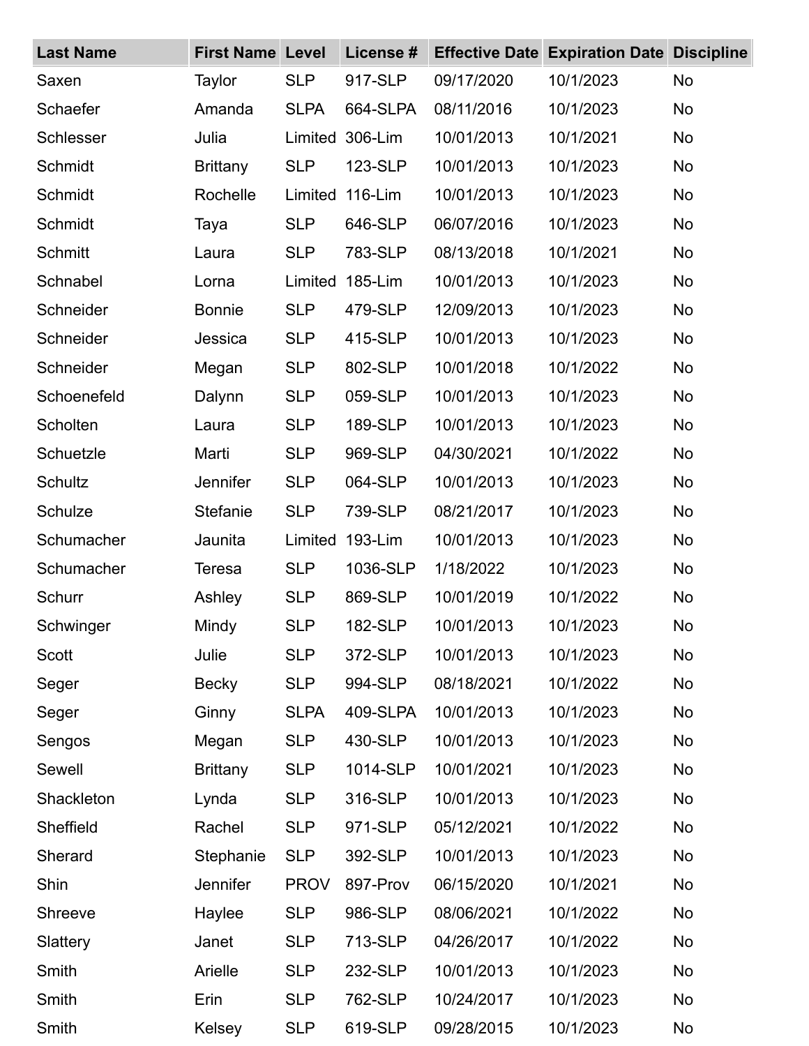| Last Name | First Name | Level | License # | Effective Date | Expiration Date | Discipline |
|---|---|---|---|---|---|---|
| Saxen | Taylor | SLP | 917-SLP | 09/17/2020 | 10/1/2023 | No |
| Schaefer | Amanda | SLPA | 664-SLPA | 08/11/2016 | 10/1/2023 | No |
| Schlesser | Julia | Limited | 306-Lim | 10/01/2013 | 10/1/2021 | No |
| Schmidt | Brittany | SLP | 123-SLP | 10/01/2013 | 10/1/2023 | No |
| Schmidt | Rochelle | Limited | 116-Lim | 10/01/2013 | 10/1/2023 | No |
| Schmidt | Taya | SLP | 646-SLP | 06/07/2016 | 10/1/2023 | No |
| Schmitt | Laura | SLP | 783-SLP | 08/13/2018 | 10/1/2021 | No |
| Schnabel | Lorna | Limited | 185-Lim | 10/01/2013 | 10/1/2023 | No |
| Schneider | Bonnie | SLP | 479-SLP | 12/09/2013 | 10/1/2023 | No |
| Schneider | Jessica | SLP | 415-SLP | 10/01/2013 | 10/1/2023 | No |
| Schneider | Megan | SLP | 802-SLP | 10/01/2018 | 10/1/2022 | No |
| Schoenefeld | Dalynn | SLP | 059-SLP | 10/01/2013 | 10/1/2023 | No |
| Scholten | Laura | SLP | 189-SLP | 10/01/2013 | 10/1/2023 | No |
| Schuetzle | Marti | SLP | 969-SLP | 04/30/2021 | 10/1/2022 | No |
| Schultz | Jennifer | SLP | 064-SLP | 10/01/2013 | 10/1/2023 | No |
| Schulze | Stefanie | SLP | 739-SLP | 08/21/2017 | 10/1/2023 | No |
| Schumacher | Jaunita | Limited | 193-Lim | 10/01/2013 | 10/1/2023 | No |
| Schumacher | Teresa | SLP | 1036-SLP | 1/18/2022 | 10/1/2023 | No |
| Schurr | Ashley | SLP | 869-SLP | 10/01/2019 | 10/1/2022 | No |
| Schwinger | Mindy | SLP | 182-SLP | 10/01/2013 | 10/1/2023 | No |
| Scott | Julie | SLP | 372-SLP | 10/01/2013 | 10/1/2023 | No |
| Seger | Becky | SLP | 994-SLP | 08/18/2021 | 10/1/2022 | No |
| Seger | Ginny | SLPA | 409-SLPA | 10/01/2013 | 10/1/2023 | No |
| Sengos | Megan | SLP | 430-SLP | 10/01/2013 | 10/1/2023 | No |
| Sewell | Brittany | SLP | 1014-SLP | 10/01/2021 | 10/1/2023 | No |
| Shackleton | Lynda | SLP | 316-SLP | 10/01/2013 | 10/1/2023 | No |
| Sheffield | Rachel | SLP | 971-SLP | 05/12/2021 | 10/1/2022 | No |
| Sherard | Stephanie | SLP | 392-SLP | 10/01/2013 | 10/1/2023 | No |
| Shin | Jennifer | PROV | 897-Prov | 06/15/2020 | 10/1/2021 | No |
| Shreeve | Haylee | SLP | 986-SLP | 08/06/2021 | 10/1/2022 | No |
| Slattery | Janet | SLP | 713-SLP | 04/26/2017 | 10/1/2022 | No |
| Smith | Arielle | SLP | 232-SLP | 10/01/2013 | 10/1/2023 | No |
| Smith | Erin | SLP | 762-SLP | 10/24/2017 | 10/1/2023 | No |
| Smith | Kelsey | SLP | 619-SLP | 09/28/2015 | 10/1/2023 | No |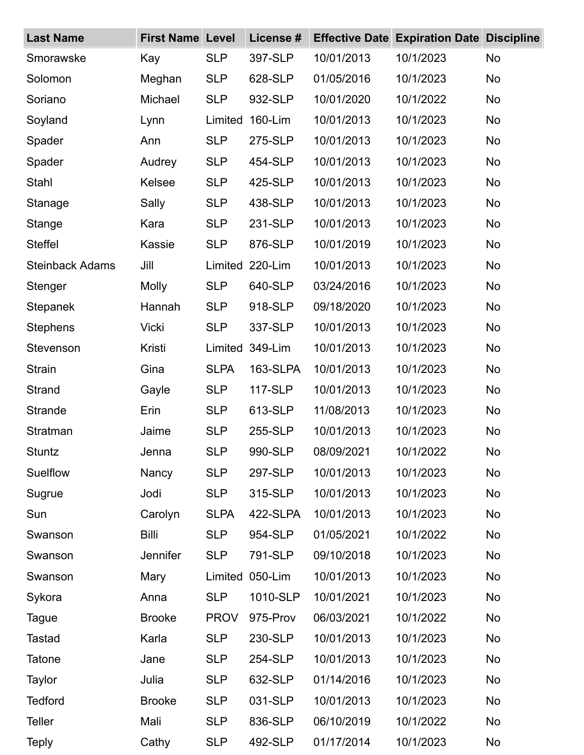| Last Name | First Name | Level | License # | Effective Date | Expiration Date | Discipline |
|---|---|---|---|---|---|---|
| Smorawske | Kay | SLP | 397-SLP | 10/01/2013 | 10/1/2023 | No |
| Solomon | Meghan | SLP | 628-SLP | 01/05/2016 | 10/1/2023 | No |
| Soriano | Michael | SLP | 932-SLP | 10/01/2020 | 10/1/2022 | No |
| Soyland | Lynn | Limited | 160-Lim | 10/01/2013 | 10/1/2023 | No |
| Spader | Ann | SLP | 275-SLP | 10/01/2013 | 10/1/2023 | No |
| Spader | Audrey | SLP | 454-SLP | 10/01/2013 | 10/1/2023 | No |
| Stahl | Kelsee | SLP | 425-SLP | 10/01/2013 | 10/1/2023 | No |
| Stanage | Sally | SLP | 438-SLP | 10/01/2013 | 10/1/2023 | No |
| Stange | Kara | SLP | 231-SLP | 10/01/2013 | 10/1/2023 | No |
| Steffel | Kassie | SLP | 876-SLP | 10/01/2019 | 10/1/2023 | No |
| Steinback Adams | Jill | Limited | 220-Lim | 10/01/2013 | 10/1/2023 | No |
| Stenger | Molly | SLP | 640-SLP | 03/24/2016 | 10/1/2023 | No |
| Stepanek | Hannah | SLP | 918-SLP | 09/18/2020 | 10/1/2023 | No |
| Stephens | Vicki | SLP | 337-SLP | 10/01/2013 | 10/1/2023 | No |
| Stevenson | Kristi | Limited | 349-Lim | 10/01/2013 | 10/1/2023 | No |
| Strain | Gina | SLPA | 163-SLPA | 10/01/2013 | 10/1/2023 | No |
| Strand | Gayle | SLP | 117-SLP | 10/01/2013 | 10/1/2023 | No |
| Strande | Erin | SLP | 613-SLP | 11/08/2013 | 10/1/2023 | No |
| Stratman | Jaime | SLP | 255-SLP | 10/01/2013 | 10/1/2023 | No |
| Stuntz | Jenna | SLP | 990-SLP | 08/09/2021 | 10/1/2022 | No |
| Suelflow | Nancy | SLP | 297-SLP | 10/01/2013 | 10/1/2023 | No |
| Sugrue | Jodi | SLP | 315-SLP | 10/01/2013 | 10/1/2023 | No |
| Sun | Carolyn | SLPA | 422-SLPA | 10/01/2013 | 10/1/2023 | No |
| Swanson | Billi | SLP | 954-SLP | 01/05/2021 | 10/1/2022 | No |
| Swanson | Jennifer | SLP | 791-SLP | 09/10/2018 | 10/1/2023 | No |
| Swanson | Mary | Limited | 050-Lim | 10/01/2013 | 10/1/2023 | No |
| Sykora | Anna | SLP | 1010-SLP | 10/01/2021 | 10/1/2023 | No |
| Tague | Brooke | PROV | 975-Prov | 06/03/2021 | 10/1/2022 | No |
| Tastad | Karla | SLP | 230-SLP | 10/01/2013 | 10/1/2023 | No |
| Tatone | Jane | SLP | 254-SLP | 10/01/2013 | 10/1/2023 | No |
| Taylor | Julia | SLP | 632-SLP | 01/14/2016 | 10/1/2023 | No |
| Tedford | Brooke | SLP | 031-SLP | 10/01/2013 | 10/1/2023 | No |
| Teller | Mali | SLP | 836-SLP | 06/10/2019 | 10/1/2022 | No |
| Teply | Cathy | SLP | 492-SLP | 01/17/2014 | 10/1/2023 | No |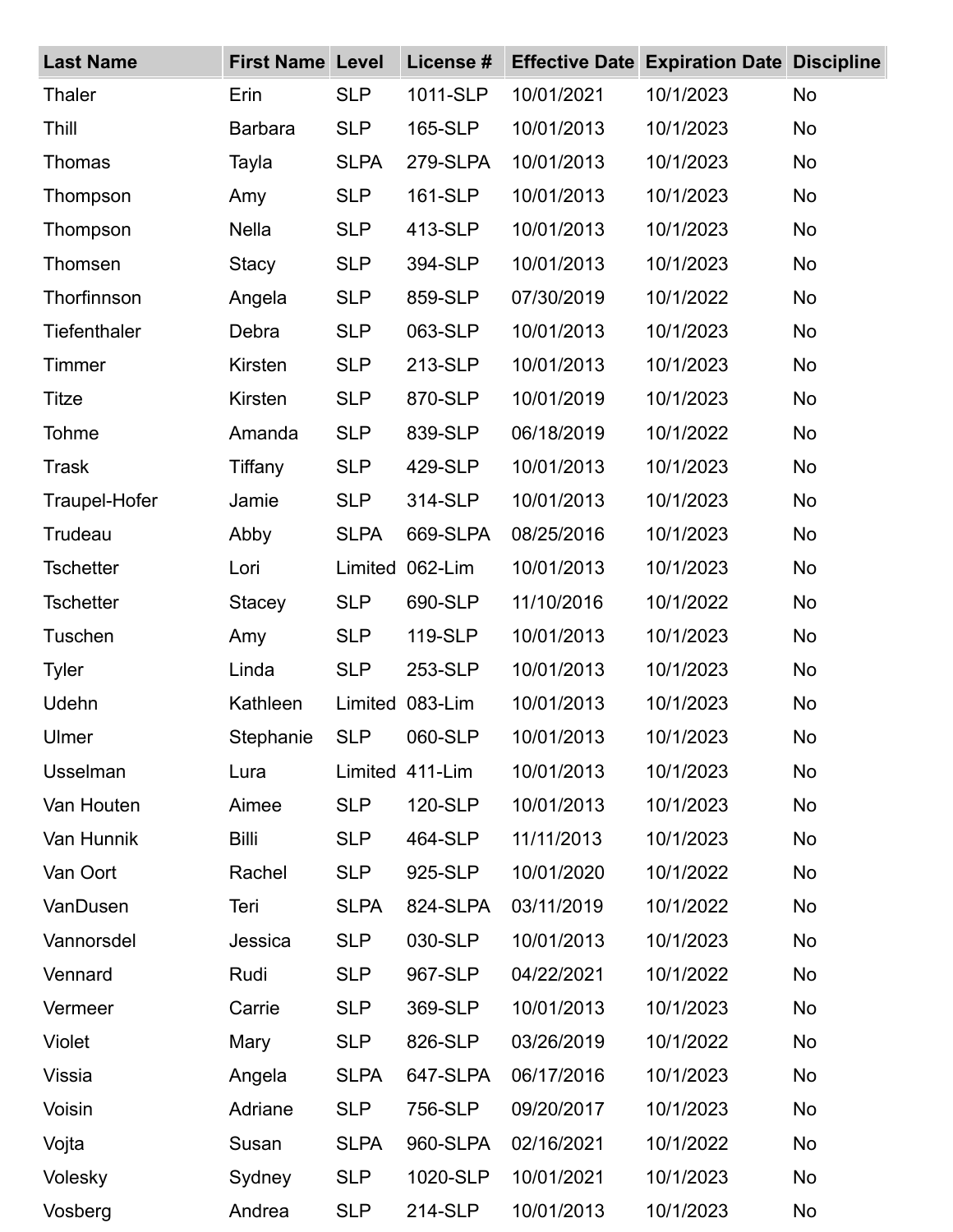| Last Name | First Name | Level | License # | Effective Date | Expiration Date | Discipline |
|---|---|---|---|---|---|---|
| Thaler | Erin | SLP | 1011-SLP | 10/01/2021 | 10/1/2023 | No |
| Thill | Barbara | SLP | 165-SLP | 10/01/2013 | 10/1/2023 | No |
| Thomas | Tayla | SLPA | 279-SLPA | 10/01/2013 | 10/1/2023 | No |
| Thompson | Amy | SLP | 161-SLP | 10/01/2013 | 10/1/2023 | No |
| Thompson | Nella | SLP | 413-SLP | 10/01/2013 | 10/1/2023 | No |
| Thomsen | Stacy | SLP | 394-SLP | 10/01/2013 | 10/1/2023 | No |
| Thorfinnson | Angela | SLP | 859-SLP | 07/30/2019 | 10/1/2022 | No |
| Tiefenthaler | Debra | SLP | 063-SLP | 10/01/2013 | 10/1/2023 | No |
| Timmer | Kirsten | SLP | 213-SLP | 10/01/2013 | 10/1/2023 | No |
| Titze | Kirsten | SLP | 870-SLP | 10/01/2019 | 10/1/2023 | No |
| Tohme | Amanda | SLP | 839-SLP | 06/18/2019 | 10/1/2022 | No |
| Trask | Tiffany | SLP | 429-SLP | 10/01/2013 | 10/1/2023 | No |
| Traupel-Hofer | Jamie | SLP | 314-SLP | 10/01/2013 | 10/1/2023 | No |
| Trudeau | Abby | SLPA | 669-SLPA | 08/25/2016 | 10/1/2023 | No |
| Tschetter | Lori | Limited | 062-Lim | 10/01/2013 | 10/1/2023 | No |
| Tschetter | Stacey | SLP | 690-SLP | 11/10/2016 | 10/1/2022 | No |
| Tuschen | Amy | SLP | 119-SLP | 10/01/2013 | 10/1/2023 | No |
| Tyler | Linda | SLP | 253-SLP | 10/01/2013 | 10/1/2023 | No |
| Udehn | Kathleen | Limited | 083-Lim | 10/01/2013 | 10/1/2023 | No |
| Ulmer | Stephanie | SLP | 060-SLP | 10/01/2013 | 10/1/2023 | No |
| Usselman | Lura | Limited | 411-Lim | 10/01/2013 | 10/1/2023 | No |
| Van Houten | Aimee | SLP | 120-SLP | 10/01/2013 | 10/1/2023 | No |
| Van Hunnik | Billi | SLP | 464-SLP | 11/11/2013 | 10/1/2023 | No |
| Van Oort | Rachel | SLP | 925-SLP | 10/01/2020 | 10/1/2022 | No |
| VanDusen | Teri | SLPA | 824-SLPA | 03/11/2019 | 10/1/2022 | No |
| Vannorsdel | Jessica | SLP | 030-SLP | 10/01/2013 | 10/1/2023 | No |
| Vennard | Rudi | SLP | 967-SLP | 04/22/2021 | 10/1/2022 | No |
| Vermeer | Carrie | SLP | 369-SLP | 10/01/2013 | 10/1/2023 | No |
| Violet | Mary | SLP | 826-SLP | 03/26/2019 | 10/1/2022 | No |
| Vissia | Angela | SLPA | 647-SLPA | 06/17/2016 | 10/1/2023 | No |
| Voisin | Adriane | SLP | 756-SLP | 09/20/2017 | 10/1/2023 | No |
| Vojta | Susan | SLPA | 960-SLPA | 02/16/2021 | 10/1/2022 | No |
| Volesky | Sydney | SLP | 1020-SLP | 10/01/2021 | 10/1/2023 | No |
| Vosberg | Andrea | SLP | 214-SLP | 10/01/2013 | 10/1/2023 | No |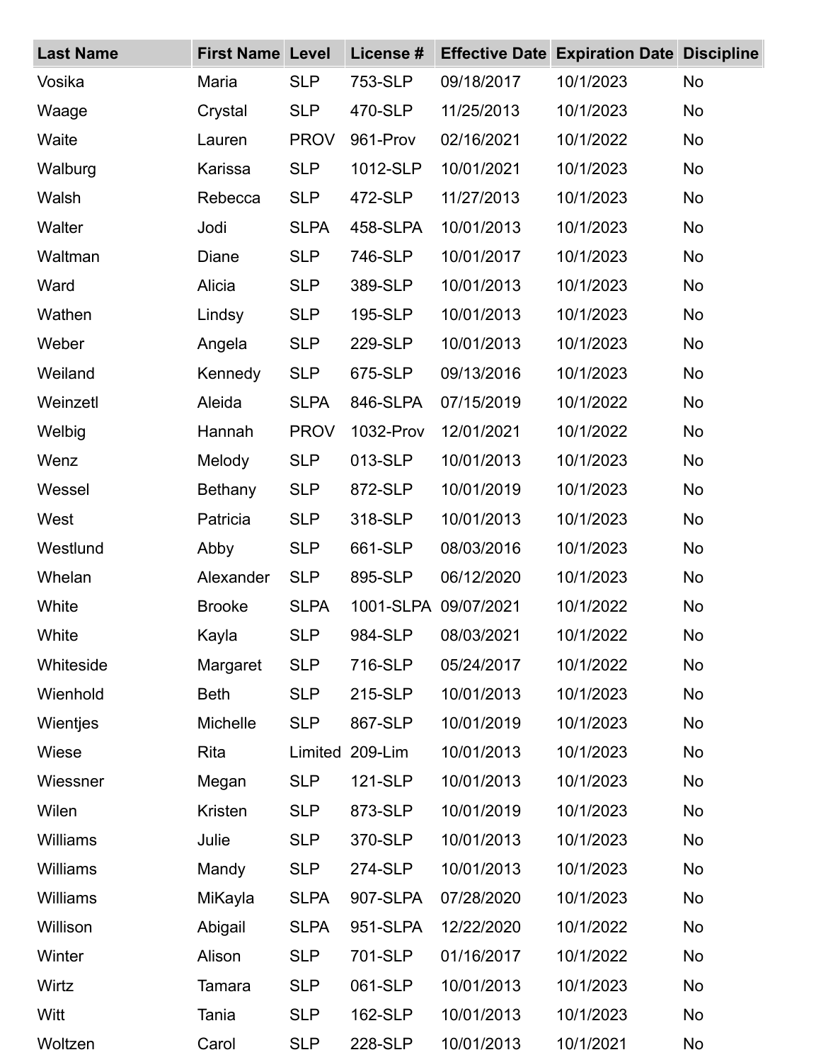| Last Name | First Name | Level | License # | Effective Date | Expiration Date | Discipline |
|---|---|---|---|---|---|---|
| Vosika | Maria | SLP | 753-SLP | 09/18/2017 | 10/1/2023 | No |
| Waage | Crystal | SLP | 470-SLP | 11/25/2013 | 10/1/2023 | No |
| Waite | Lauren | PROV | 961-Prov | 02/16/2021 | 10/1/2022 | No |
| Walburg | Karissa | SLP | 1012-SLP | 10/01/2021 | 10/1/2023 | No |
| Walsh | Rebecca | SLP | 472-SLP | 11/27/2013 | 10/1/2023 | No |
| Walter | Jodi | SLPA | 458-SLPA | 10/01/2013 | 10/1/2023 | No |
| Waltman | Diane | SLP | 746-SLP | 10/01/2017 | 10/1/2023 | No |
| Ward | Alicia | SLP | 389-SLP | 10/01/2013 | 10/1/2023 | No |
| Wathen | Lindsy | SLP | 195-SLP | 10/01/2013 | 10/1/2023 | No |
| Weber | Angela | SLP | 229-SLP | 10/01/2013 | 10/1/2023 | No |
| Weiland | Kennedy | SLP | 675-SLP | 09/13/2016 | 10/1/2023 | No |
| Weinzetl | Aleida | SLPA | 846-SLPA | 07/15/2019 | 10/1/2022 | No |
| Welbig | Hannah | PROV | 1032-Prov | 12/01/2021 | 10/1/2022 | No |
| Wenz | Melody | SLP | 013-SLP | 10/01/2013 | 10/1/2023 | No |
| Wessel | Bethany | SLP | 872-SLP | 10/01/2019 | 10/1/2023 | No |
| West | Patricia | SLP | 318-SLP | 10/01/2013 | 10/1/2023 | No |
| Westlund | Abby | SLP | 661-SLP | 08/03/2016 | 10/1/2023 | No |
| Whelan | Alexander | SLP | 895-SLP | 06/12/2020 | 10/1/2023 | No |
| White | Brooke | SLPA | 1001-SLPA | 09/07/2021 | 10/1/2022 | No |
| White | Kayla | SLP | 984-SLP | 08/03/2021 | 10/1/2022 | No |
| Whiteside | Margaret | SLP | 716-SLP | 05/24/2017 | 10/1/2022 | No |
| Wienhold | Beth | SLP | 215-SLP | 10/01/2013 | 10/1/2023 | No |
| Wientjes | Michelle | SLP | 867-SLP | 10/01/2019 | 10/1/2023 | No |
| Wiese | Rita | Limited | 209-Lim | 10/01/2013 | 10/1/2023 | No |
| Wiessner | Megan | SLP | 121-SLP | 10/01/2013 | 10/1/2023 | No |
| Wilen | Kristen | SLP | 873-SLP | 10/01/2019 | 10/1/2023 | No |
| Williams | Julie | SLP | 370-SLP | 10/01/2013 | 10/1/2023 | No |
| Williams | Mandy | SLP | 274-SLP | 10/01/2013 | 10/1/2023 | No |
| Williams | MiKayla | SLPA | 907-SLPA | 07/28/2020 | 10/1/2023 | No |
| Willison | Abigail | SLPA | 951-SLPA | 12/22/2020 | 10/1/2022 | No |
| Winter | Alison | SLP | 701-SLP | 01/16/2017 | 10/1/2022 | No |
| Wirtz | Tamara | SLP | 061-SLP | 10/01/2013 | 10/1/2023 | No |
| Witt | Tania | SLP | 162-SLP | 10/01/2013 | 10/1/2023 | No |
| Woltzen | Carol | SLP | 228-SLP | 10/01/2013 | 10/1/2021 | No |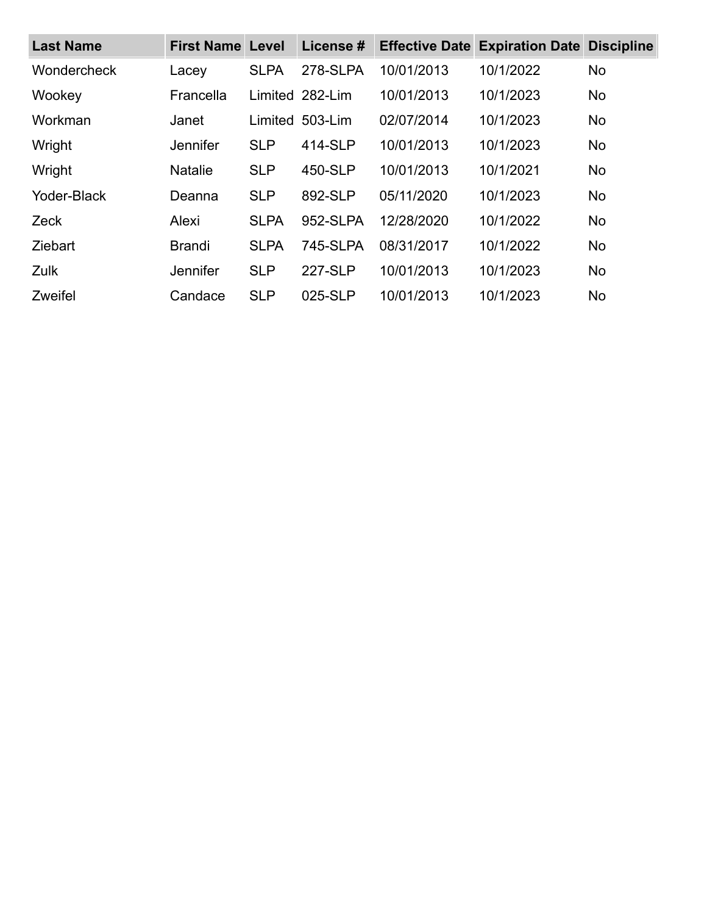| Last Name | First Name | Level | License # | Effective Date | Expiration Date | Discipline |
|---|---|---|---|---|---|---|
| Wondercheck | Lacey | SLPA | 278-SLPA | 10/01/2013 | 10/1/2022 | No |
| Wookey | Francella | Limited | 282-Lim | 10/01/2013 | 10/1/2023 | No |
| Workman | Janet | Limited | 503-Lim | 02/07/2014 | 10/1/2023 | No |
| Wright | Jennifer | SLP | 414-SLP | 10/01/2013 | 10/1/2023 | No |
| Wright | Natalie | SLP | 450-SLP | 10/01/2013 | 10/1/2021 | No |
| Yoder-Black | Deanna | SLP | 892-SLP | 05/11/2020 | 10/1/2023 | No |
| Zeck | Alexi | SLPA | 952-SLPA | 12/28/2020 | 10/1/2022 | No |
| Ziebart | Brandi | SLPA | 745-SLPA | 08/31/2017 | 10/1/2022 | No |
| Zulk | Jennifer | SLP | 227-SLP | 10/01/2013 | 10/1/2023 | No |
| Zweifel | Candace | SLP | 025-SLP | 10/01/2013 | 10/1/2023 | No |